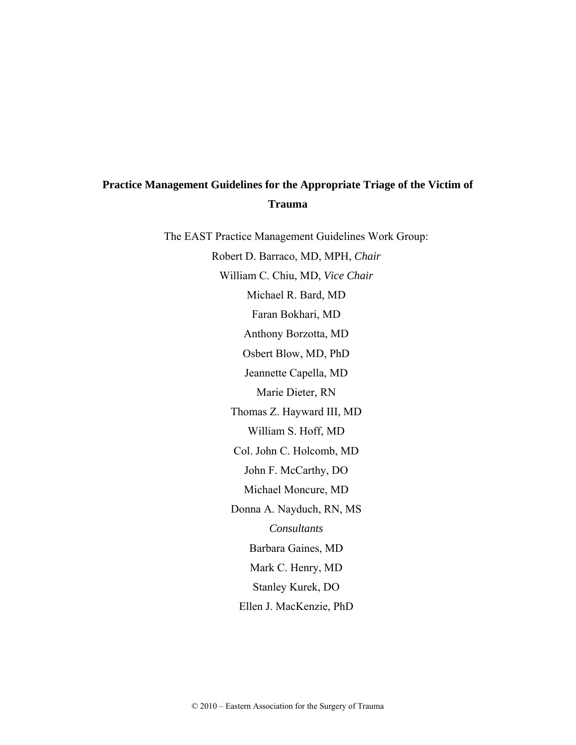# Practice Management Guidelines for the Appropriate Triage of the Victim of Trauma

The EAST Practice Management Guidelines Work Group:

Robert D. Barraco, MD, MPH, *Chair*

William C. Chiu, MD, *Vice Chair*

Michael R. Bard, MD

Faran Bokhari, MD

Anthony Borzotta, MD

Osbert Blow, MD, PhD

Jeannette Capella, MD

Marie Dieter, RN

Thomas Z. Hayward III, MD

William S. Hoff, MD

Col. John C. Holcomb, MD

John F. McCarthy, DO

Michael Moncure, MD

Donna A. Nayduch, RN, MS

*Consultants*

Barbara Gaines, MD

Mark C. Henry, MD

Stanley Kurek, DO

Ellen J. MacKenzie, PhD

© 2010 – Eastern Association for the Surgery of Trauma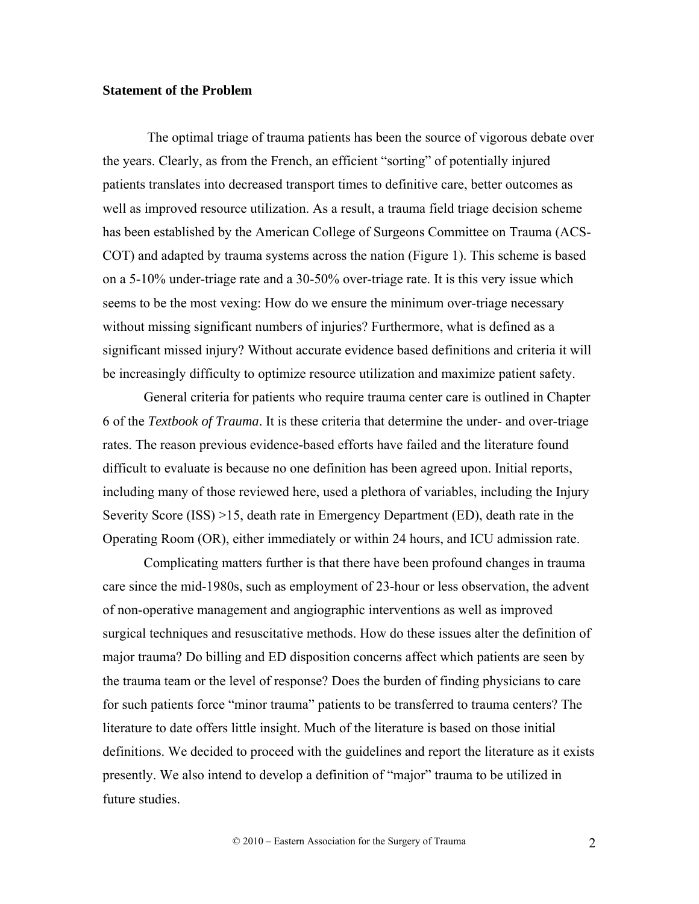## Statement of the Problem

The optimal triage of trauma patients has been the source of vigorous debate over the years. Clearly, as from the French, an efficient "sorting" of potentially injured patients translates into decreased transport times to definitive care, better outcomes as well as improved resource utilization. As a result, a trauma field triage decision scheme has been established by the American College of Surgeons Committee on Trauma (ACS-COT) and adapted by trauma systems across the nation (Figure 1). This scheme is based on a 5-10% under-triage rate and a 30-50% over-triage rate. It is this very issue which seems to be the most vexing: How do we ensure the minimum over-triage necessary without missing significant numbers of injuries? Furthermore, what is defined as a significant missed injury? Without accurate evidence based definitions and criteria it will be increasingly difficulty to optimize resource utilization and maximize patient safety.

General criteria for patients who require trauma center care is outlined in Chapter 6 of the *Textbook of Trauma*. It is these criteria that determine the under- and over-triage rates. The reason previous evidence-based efforts have failed and the literature found difficult to evaluate is because no one definition has been agreed upon. Initial reports, including many of those reviewed here, used a plethora of variables, including the Injury Severity Score (ISS) >15, death rate in Emergency Department (ED), death rate in the Operating Room (OR), either immediately or within 24 hours, and ICU admission rate.

Complicating matters further is that there have been profound changes in trauma care since the mid-1980s, such as employment of 23-hour or less observation, the advent of non-operative management and angiographic interventions as well as improved surgical techniques and resuscitative methods. How do these issues alter the definition of major trauma? Do billing and ED disposition concerns affect which patients are seen by the trauma team or the level of response? Does the burden of finding physicians to care for such patients force "minor trauma" patients to be transferred to trauma centers? The literature to date offers little insight. Much of the literature is based on those initial definitions. We decided to proceed with the guidelines and report the literature as it exists presently. We also intend to develop a definition of "major" trauma to be utilized in future studies.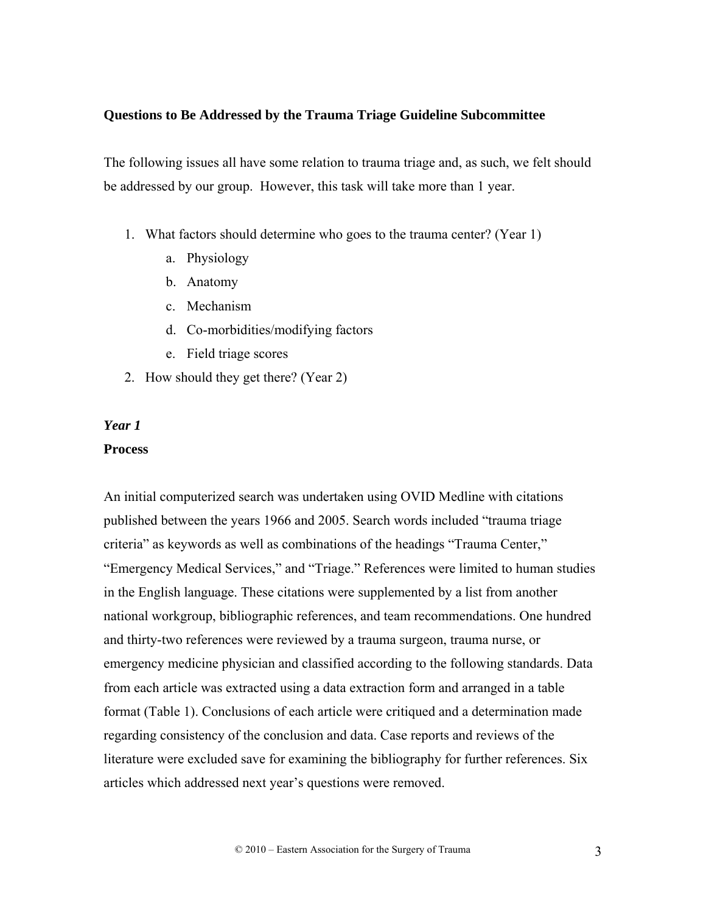**Questions to Be Addressed by the Trauma Triage Guideline Subcommittee**

The following issues all have some relation to trauma triage and, as such, we felt should be addressed by our group. However, this task will take more than 1 year.

1. What factors should determine who goes to the trauma center? (Year 1)
   a. Physiology
   b. Anatomy
   c. Mechanism
   d. Co-morbidities/modifying factors
   e. Field triage scores
2. How should they get there? (Year 2)

***Year 1***

**Process**

An initial computerized search was undertaken using OVID Medline with citations published between the years 1966 and 2005. Search words included "trauma triage criteria" as keywords as well as combinations of the headings "Trauma Center," "Emergency Medical Services," and "Triage." References were limited to human studies in the English language. These citations were supplemented by a list from another national workgroup, bibliographic references, and team recommendations. One hundred and thirty-two references were reviewed by a trauma surgeon, trauma nurse, or emergency medicine physician and classified according to the following standards. Data from each article was extracted using a data extraction form and arranged in a table format (Table 1). Conclusions of each article were critiqued and a determination made regarding consistency of the conclusion and data. Case reports and reviews of the literature were excluded save for examining the bibliography for further references. Six articles which addressed next year's questions were removed.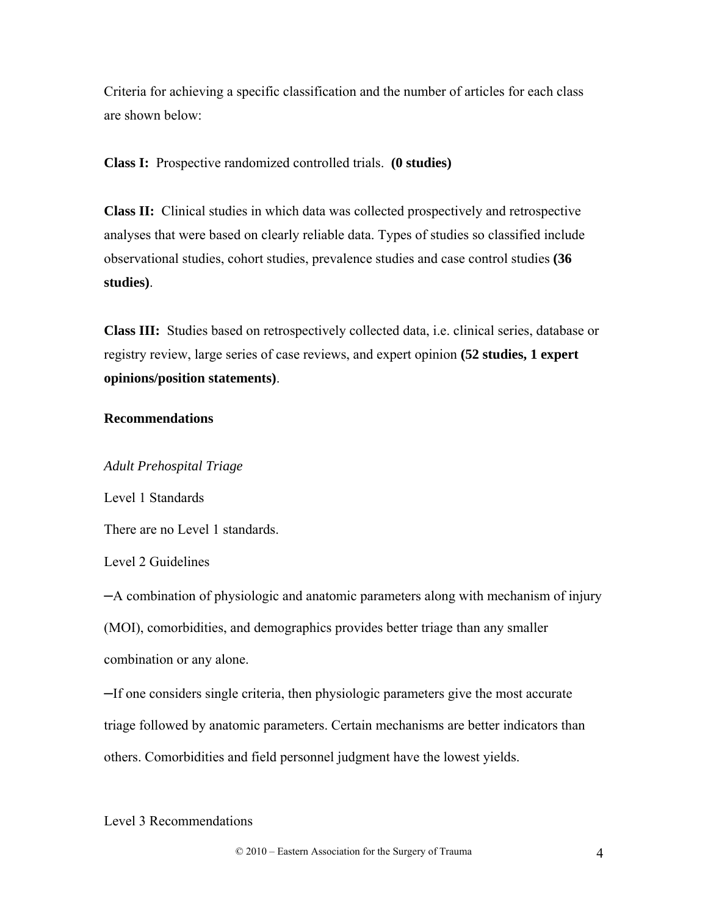Criteria for achieving a specific classification and the number of articles for each class are shown below:

**Class I:** Prospective randomized controlled trials. **(0 studies)**

**Class II:** Clinical studies in which data was collected prospectively and retrospective analyses that were based on clearly reliable data. Types of studies so classified include observational studies, cohort studies, prevalence studies and case control studies **(36 studies)**.

**Class III:** Studies based on retrospectively collected data, i.e. clinical series, database or registry review, large series of case reviews, and expert opinion **(52 studies, 1 expert opinions/position statements)**.

**Recommendations**

*Adult Prehospital Triage*

Level 1 Standards

There are no Level 1 standards.

Level 2 Guidelines

–A combination of physiologic and anatomic parameters along with mechanism of injury (MOI), comorbidities, and demographics provides better triage than any smaller combination or any alone.

–If one considers single criteria, then physiologic parameters give the most accurate triage followed by anatomic parameters. Certain mechanisms are better indicators than others. Comorbidities and field personnel judgment have the lowest yields.

Level 3 Recommendations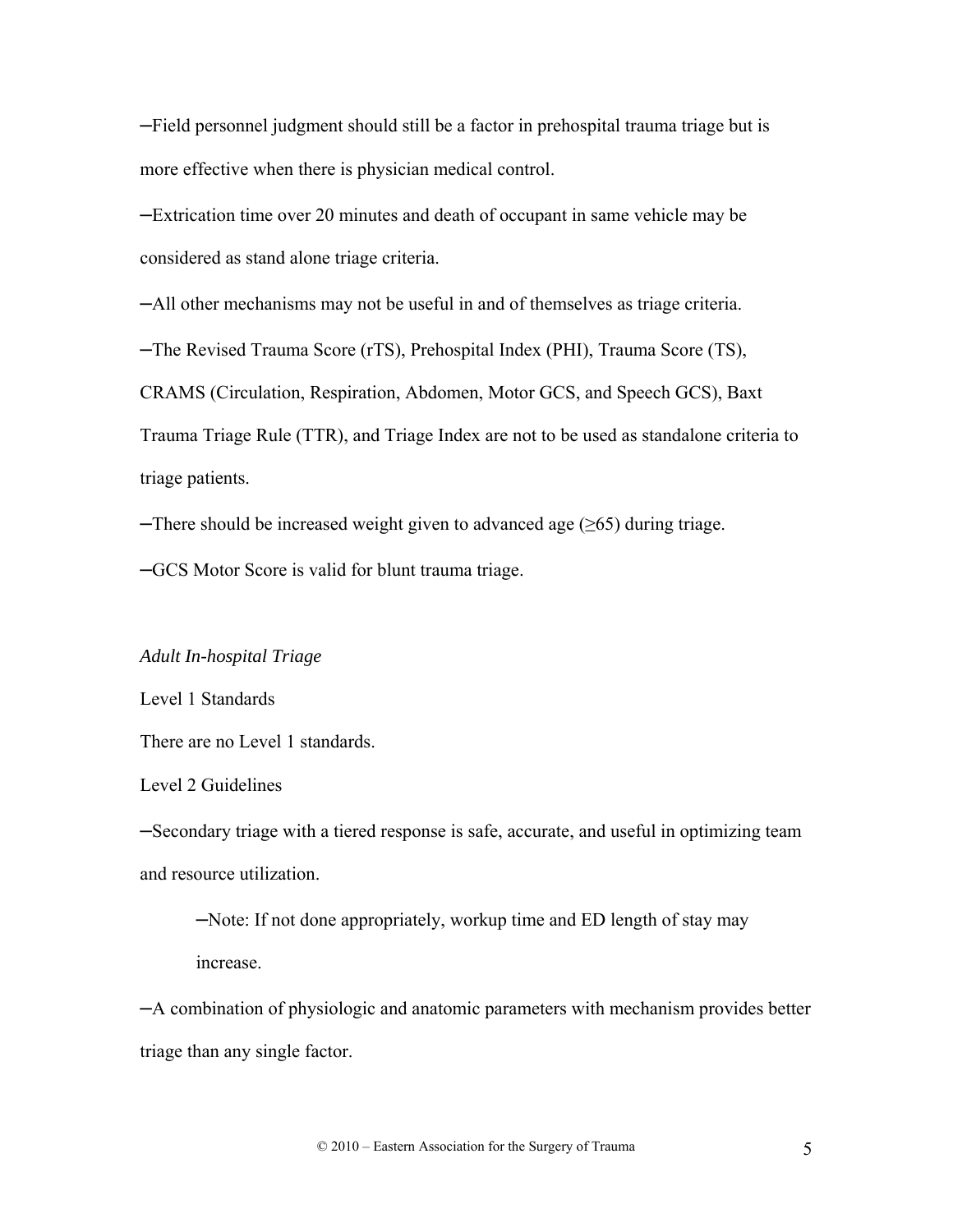–Field personnel judgment should still be a factor in prehospital trauma triage but is more effective when there is physician medical control.

–Extrication time over 20 minutes and death of occupant in same vehicle may be considered as stand alone triage criteria.

–All other mechanisms may not be useful in and of themselves as triage criteria.

–The Revised Trauma Score (rTS), Prehospital Index (PHI), Trauma Score (TS), CRAMS (Circulation, Respiration, Abdomen, Motor GCS, and Speech GCS), Baxt Trauma Triage Rule (TTR), and Triage Index are not to be used as standalone criteria to triage patients.

–There should be increased weight given to advanced age (≥65) during triage.

–GCS Motor Score is valid for blunt trauma triage.

*Adult In-hospital Triage*

Level 1 Standards

There are no Level 1 standards.

Level 2 Guidelines

–Secondary triage with a tiered response is safe, accurate, and useful in optimizing team and resource utilization.

> –Note: If not done appropriately, workup time and ED length of stay may increase.

–A combination of physiologic and anatomic parameters with mechanism provides better triage than any single factor.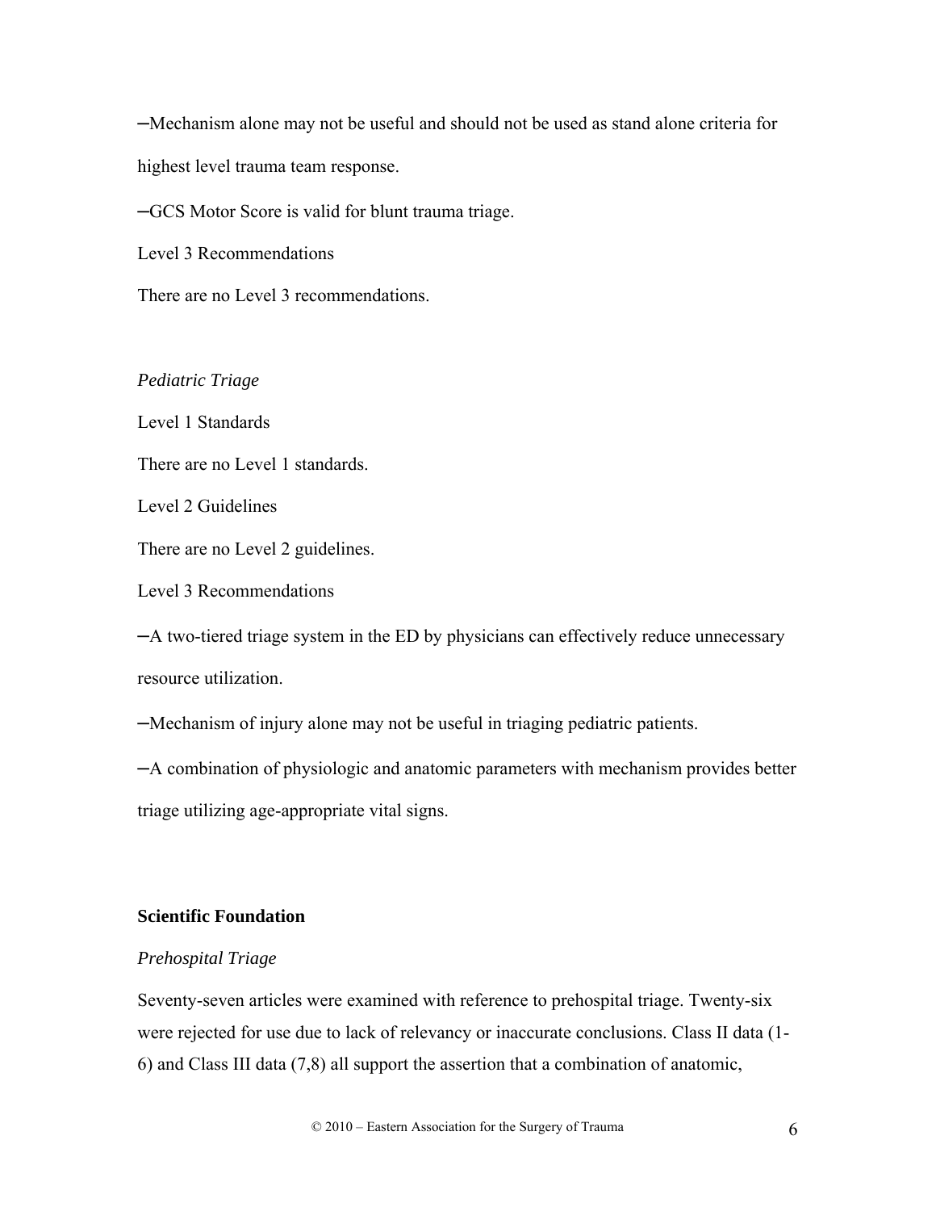–Mechanism alone may not be useful and should not be used as stand alone criteria for highest level trauma team response.

–GCS Motor Score is valid for blunt trauma triage.

Level 3 Recommendations

There are no Level 3 recommendations.

*Pediatric Triage*

Level 1 Standards

There are no Level 1 standards.

Level 2 Guidelines

There are no Level 2 guidelines.

Level 3 Recommendations

–A two-tiered triage system in the ED by physicians can effectively reduce unnecessary resource utilization.

–Mechanism of injury alone may not be useful in triaging pediatric patients.

–A combination of physiologic and anatomic parameters with mechanism provides better triage utilizing age-appropriate vital signs.

**Scientific Foundation**

*Prehospital Triage*

Seventy-seven articles were examined with reference to prehospital triage. Twenty-six were rejected for use due to lack of relevancy or inaccurate conclusions. Class II data (1-6) and Class III data (7,8) all support the assertion that a combination of anatomic,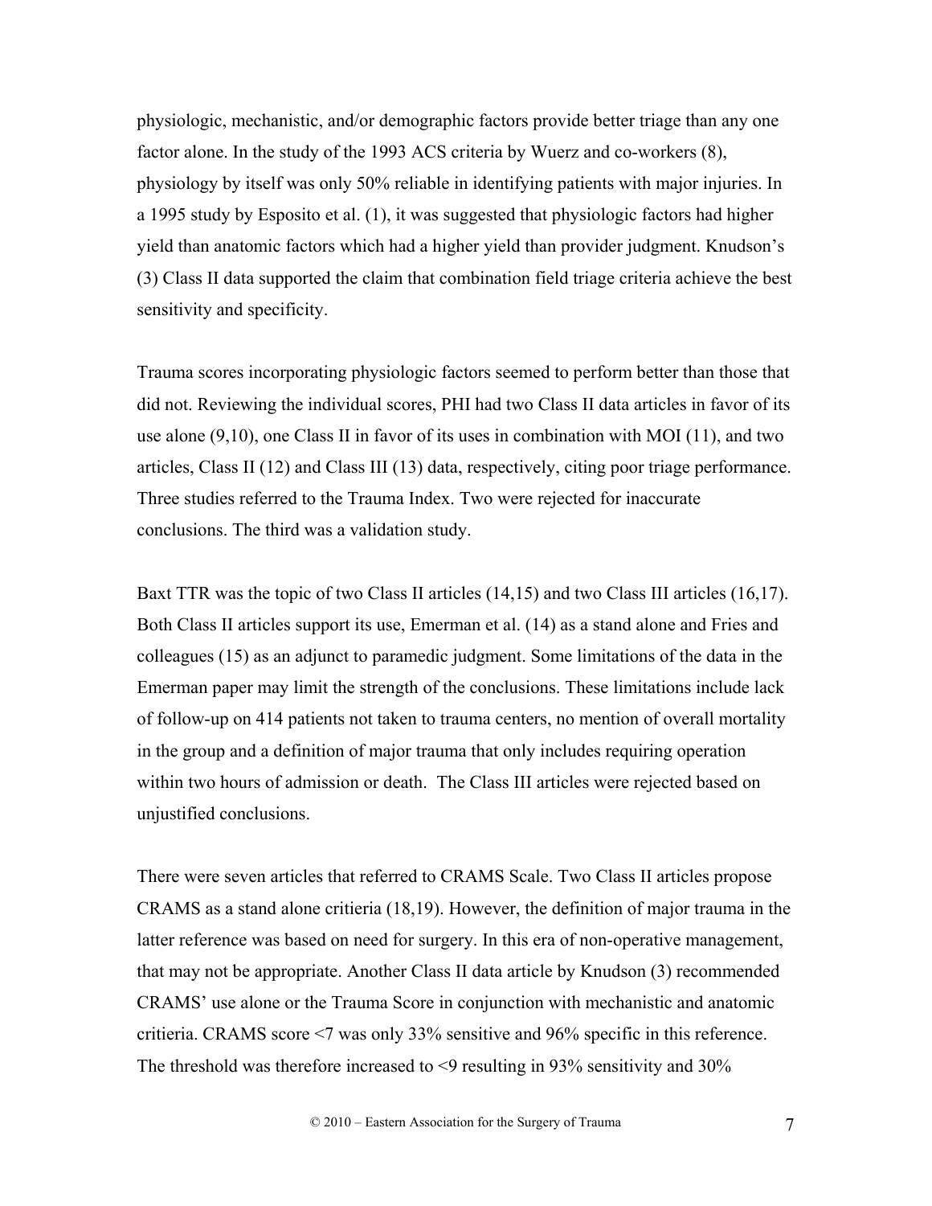physiologic, mechanistic, and/or demographic factors provide better triage than any one factor alone. In the study of the 1993 ACS criteria by Wuerz and co-workers (8), physiology by itself was only 50% reliable in identifying patients with major injuries. In a 1995 study by Esposito et al. (1), it was suggested that physiologic factors had higher yield than anatomic factors which had a higher yield than provider judgment. Knudson's (3) Class II data supported the claim that combination field triage criteria achieve the best sensitivity and specificity.

Trauma scores incorporating physiologic factors seemed to perform better than those that did not. Reviewing the individual scores, PHI had two Class II data articles in favor of its use alone (9,10), one Class II in favor of its uses in combination with MOI (11), and two articles, Class II (12) and Class III (13) data, respectively, citing poor triage performance. Three studies referred to the Trauma Index. Two were rejected for inaccurate conclusions. The third was a validation study.

Baxt TTR was the topic of two Class II articles (14,15) and two Class III articles (16,17). Both Class II articles support its use, Emerman et al. (14) as a stand alone and Fries and colleagues (15) as an adjunct to paramedic judgment. Some limitations of the data in the Emerman paper may limit the strength of the conclusions. These limitations include lack of follow-up on 414 patients not taken to trauma centers, no mention of overall mortality in the group and a definition of major trauma that only includes requiring operation within two hours of admission or death. The Class III articles were rejected based on unjustified conclusions.

There were seven articles that referred to CRAMS Scale. Two Class II articles propose CRAMS as a stand alone critieria (18,19). However, the definition of major trauma in the latter reference was based on need for surgery. In this era of non-operative management, that may not be appropriate. Another Class II data article by Knudson (3) recommended CRAMS' use alone or the Trauma Score in conjunction with mechanistic and anatomic critieria. CRAMS score <7 was only 33% sensitive and 96% specific in this reference. The threshold was therefore increased to <9 resulting in 93% sensitivity and 30%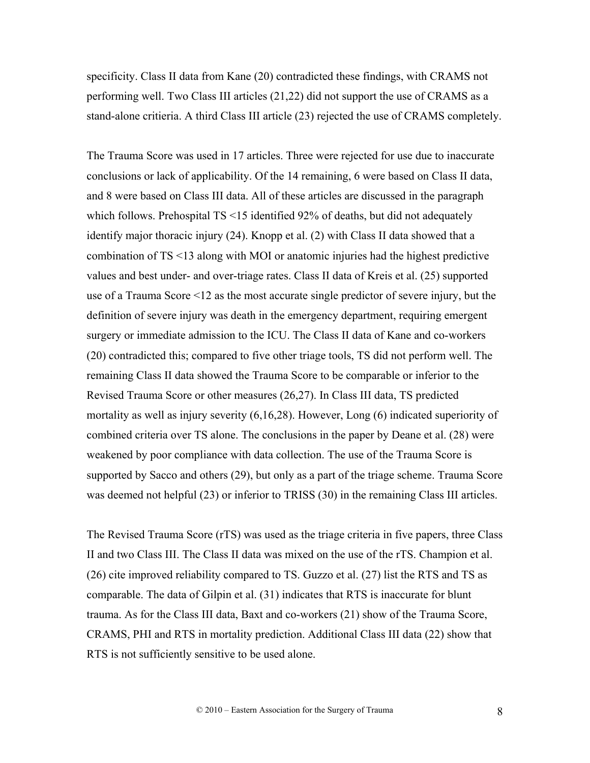specificity. Class II data from Kane (20) contradicted these findings, with CRAMS not performing well. Two Class III articles (21,22) did not support the use of CRAMS as a stand-alone critieria. A third Class III article (23) rejected the use of CRAMS completely.

The Trauma Score was used in 17 articles. Three were rejected for use due to inaccurate conclusions or lack of applicability. Of the 14 remaining, 6 were based on Class II data, and 8 were based on Class III data. All of these articles are discussed in the paragraph which follows. Prehospital TS <15 identified 92% of deaths, but did not adequately identify major thoracic injury (24). Knopp et al. (2) with Class II data showed that a combination of TS <13 along with MOI or anatomic injuries had the highest predictive values and best under- and over-triage rates. Class II data of Kreis et al. (25) supported use of a Trauma Score <12 as the most accurate single predictor of severe injury, but the definition of severe injury was death in the emergency department, requiring emergent surgery or immediate admission to the ICU. The Class II data of Kane and co-workers (20) contradicted this; compared to five other triage tools, TS did not perform well. The remaining Class II data showed the Trauma Score to be comparable or inferior to the Revised Trauma Score or other measures (26,27). In Class III data, TS predicted mortality as well as injury severity (6,16,28). However, Long (6) indicated superiority of combined criteria over TS alone. The conclusions in the paper by Deane et al. (28) were weakened by poor compliance with data collection. The use of the Trauma Score is supported by Sacco and others (29), but only as a part of the triage scheme. Trauma Score was deemed not helpful (23) or inferior to TRISS (30) in the remaining Class III articles.

The Revised Trauma Score (rTS) was used as the triage criteria in five papers, three Class II and two Class III. The Class II data was mixed on the use of the rTS. Champion et al. (26) cite improved reliability compared to TS. Guzzo et al. (27) list the RTS and TS as comparable. The data of Gilpin et al. (31) indicates that RTS is inaccurate for blunt trauma. As for the Class III data, Baxt and co-workers (21) show of the Trauma Score, CRAMS, PHI and RTS in mortality prediction. Additional Class III data (22) show that RTS is not sufficiently sensitive to be used alone.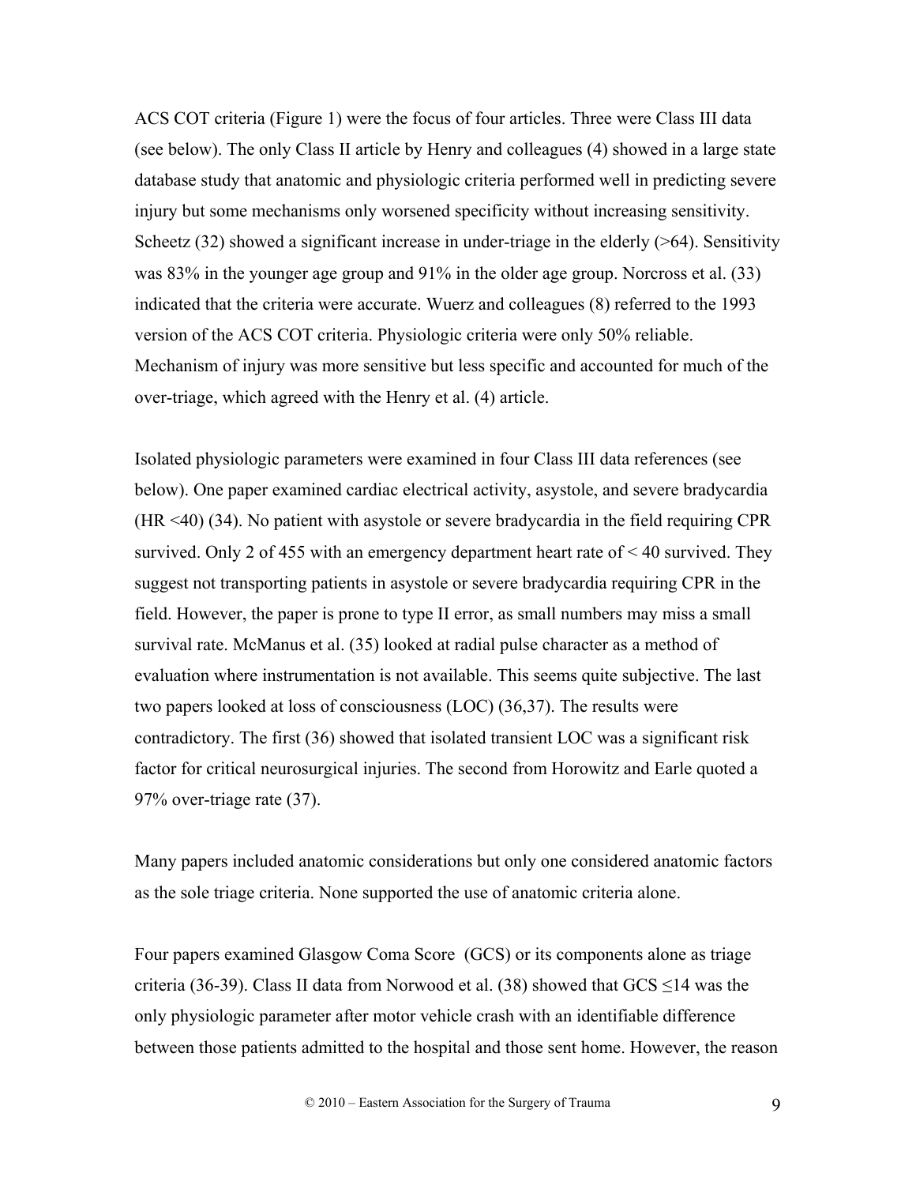ACS COT criteria (Figure 1) were the focus of four articles. Three were Class III data (see below). The only Class II article by Henry and colleagues (4) showed in a large state database study that anatomic and physiologic criteria performed well in predicting severe injury but some mechanisms only worsened specificity without increasing sensitivity. Scheetz (32) showed a significant increase in under-triage in the elderly (>64). Sensitivity was 83% in the younger age group and 91% in the older age group. Norcross et al. (33) indicated that the criteria were accurate. Wuerz and colleagues (8) referred to the 1993 version of the ACS COT criteria. Physiologic criteria were only 50% reliable. Mechanism of injury was more sensitive but less specific and accounted for much of the over-triage, which agreed with the Henry et al. (4) article.

Isolated physiologic parameters were examined in four Class III data references (see below). One paper examined cardiac electrical activity, asystole, and severe bradycardia (HR <40) (34). No patient with asystole or severe bradycardia in the field requiring CPR survived. Only 2 of 455 with an emergency department heart rate of < 40 survived. They suggest not transporting patients in asystole or severe bradycardia requiring CPR in the field. However, the paper is prone to type II error, as small numbers may miss a small survival rate. McManus et al. (35) looked at radial pulse character as a method of evaluation where instrumentation is not available. This seems quite subjective. The last two papers looked at loss of consciousness (LOC) (36,37). The results were contradictory. The first (36) showed that isolated transient LOC was a significant risk factor for critical neurosurgical injuries. The second from Horowitz and Earle quoted a 97% over-triage rate (37).

Many papers included anatomic considerations but only one considered anatomic factors as the sole triage criteria. None supported the use of anatomic criteria alone.

Four papers examined Glasgow Coma Score (GCS) or its components alone as triage criteria (36-39). Class II data from Norwood et al. (38) showed that GCS ≤14 was the only physiologic parameter after motor vehicle crash with an identifiable difference between those patients admitted to the hospital and those sent home. However, the reason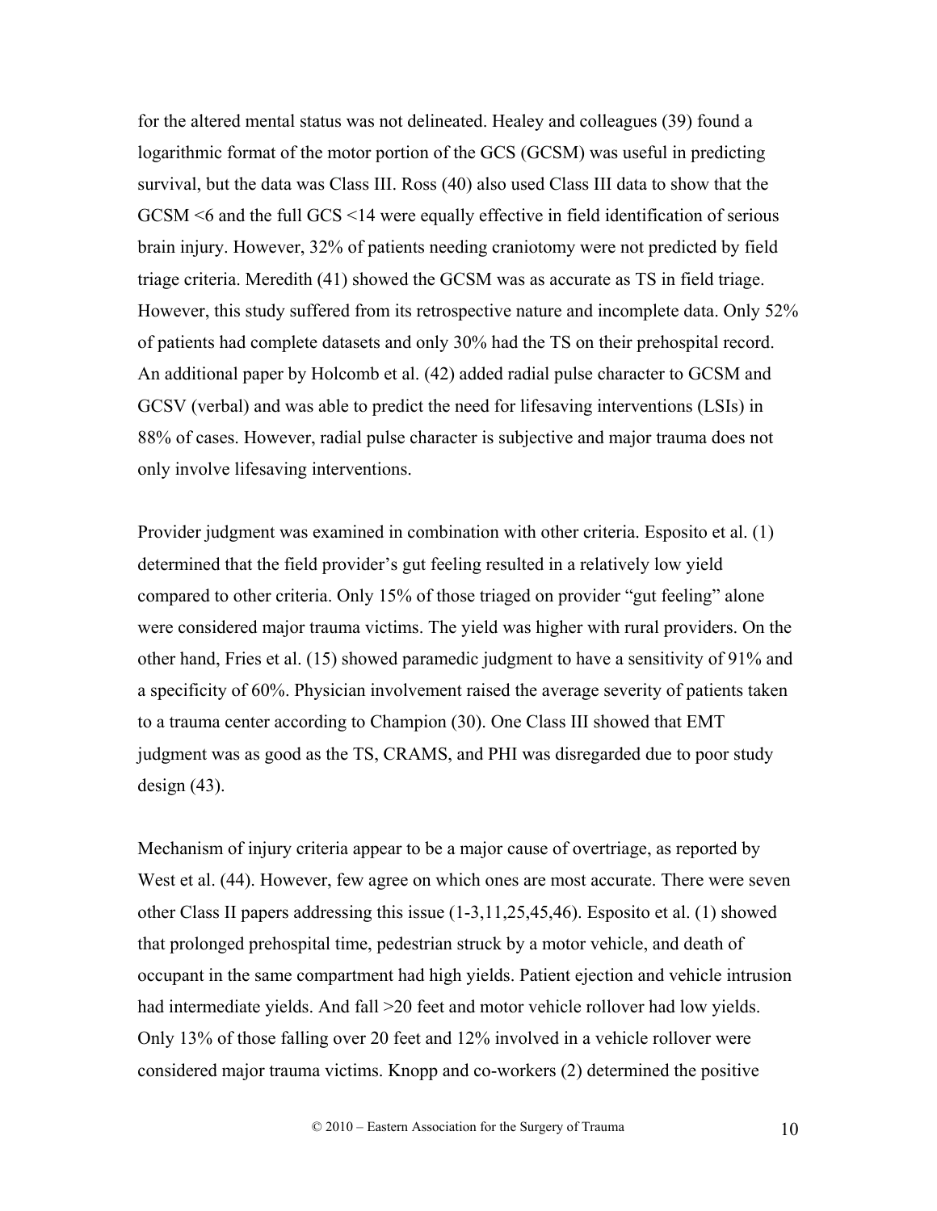for the altered mental status was not delineated. Healey and colleagues (39) found a logarithmic format of the motor portion of the GCS (GCSM) was useful in predicting survival, but the data was Class III. Ross (40) also used Class III data to show that the GCSM <6 and the full GCS <14 were equally effective in field identification of serious brain injury. However, 32% of patients needing craniotomy were not predicted by field triage criteria. Meredith (41) showed the GCSM was as accurate as TS in field triage. However, this study suffered from its retrospective nature and incomplete data. Only 52% of patients had complete datasets and only 30% had the TS on their prehospital record. An additional paper by Holcomb et al. (42) added radial pulse character to GCSM and GCSV (verbal) and was able to predict the need for lifesaving interventions (LSIs) in 88% of cases. However, radial pulse character is subjective and major trauma does not only involve lifesaving interventions.

Provider judgment was examined in combination with other criteria. Esposito et al. (1) determined that the field provider's gut feeling resulted in a relatively low yield compared to other criteria. Only 15% of those triaged on provider "gut feeling" alone were considered major trauma victims. The yield was higher with rural providers. On the other hand, Fries et al. (15) showed paramedic judgment to have a sensitivity of 91% and a specificity of 60%. Physician involvement raised the average severity of patients taken to a trauma center according to Champion (30). One Class III showed that EMT judgment was as good as the TS, CRAMS, and PHI was disregarded due to poor study design (43).

Mechanism of injury criteria appear to be a major cause of overtriage, as reported by West et al. (44). However, few agree on which ones are most accurate. There were seven other Class II papers addressing this issue (1-3,11,25,45,46). Esposito et al. (1) showed that prolonged prehospital time, pedestrian struck by a motor vehicle, and death of occupant in the same compartment had high yields. Patient ejection and vehicle intrusion had intermediate yields. And fall >20 feet and motor vehicle rollover had low yields. Only 13% of those falling over 20 feet and 12% involved in a vehicle rollover were considered major trauma victims. Knopp and co-workers (2) determined the positive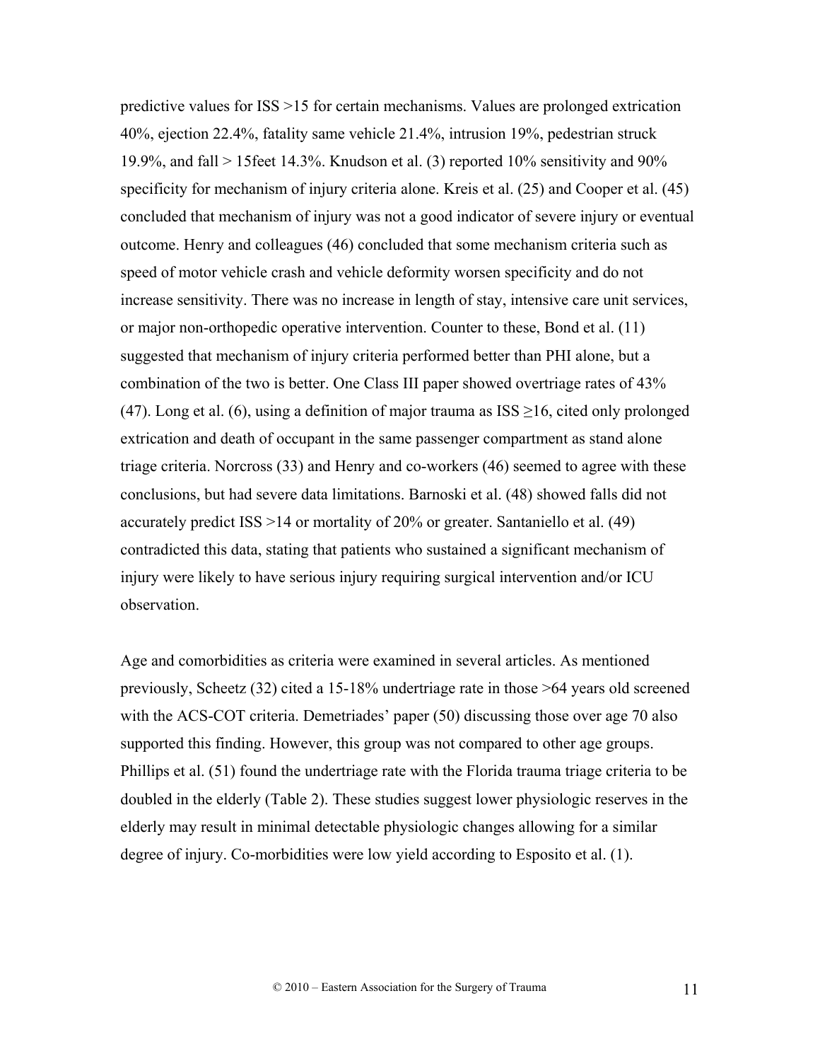predictive values for ISS >15 for certain mechanisms. Values are prolonged extrication 40%, ejection 22.4%, fatality same vehicle 21.4%, intrusion 19%, pedestrian struck 19.9%, and fall > 15feet 14.3%. Knudson et al. (3) reported 10% sensitivity and 90% specificity for mechanism of injury criteria alone. Kreis et al. (25) and Cooper et al. (45) concluded that mechanism of injury was not a good indicator of severe injury or eventual outcome. Henry and colleagues (46) concluded that some mechanism criteria such as speed of motor vehicle crash and vehicle deformity worsen specificity and do not increase sensitivity. There was no increase in length of stay, intensive care unit services, or major non-orthopedic operative intervention. Counter to these, Bond et al. (11) suggested that mechanism of injury criteria performed better than PHI alone, but a combination of the two is better. One Class III paper showed overtriage rates of 43% (47). Long et al. (6), using a definition of major trauma as ISS ≥16, cited only prolonged extrication and death of occupant in the same passenger compartment as stand alone triage criteria. Norcross (33) and Henry and co-workers (46) seemed to agree with these conclusions, but had severe data limitations. Barnoski et al. (48) showed falls did not accurately predict ISS >14 or mortality of 20% or greater. Santaniello et al. (49) contradicted this data, stating that patients who sustained a significant mechanism of injury were likely to have serious injury requiring surgical intervention and/or ICU observation.

Age and comorbidities as criteria were examined in several articles. As mentioned previously, Scheetz (32) cited a 15-18% undertriage rate in those >64 years old screened with the ACS-COT criteria. Demetriades' paper (50) discussing those over age 70 also supported this finding. However, this group was not compared to other age groups. Phillips et al. (51) found the undertriage rate with the Florida trauma triage criteria to be doubled in the elderly (Table 2). These studies suggest lower physiologic reserves in the elderly may result in minimal detectable physiologic changes allowing for a similar degree of injury. Co-morbidities were low yield according to Esposito et al. (1).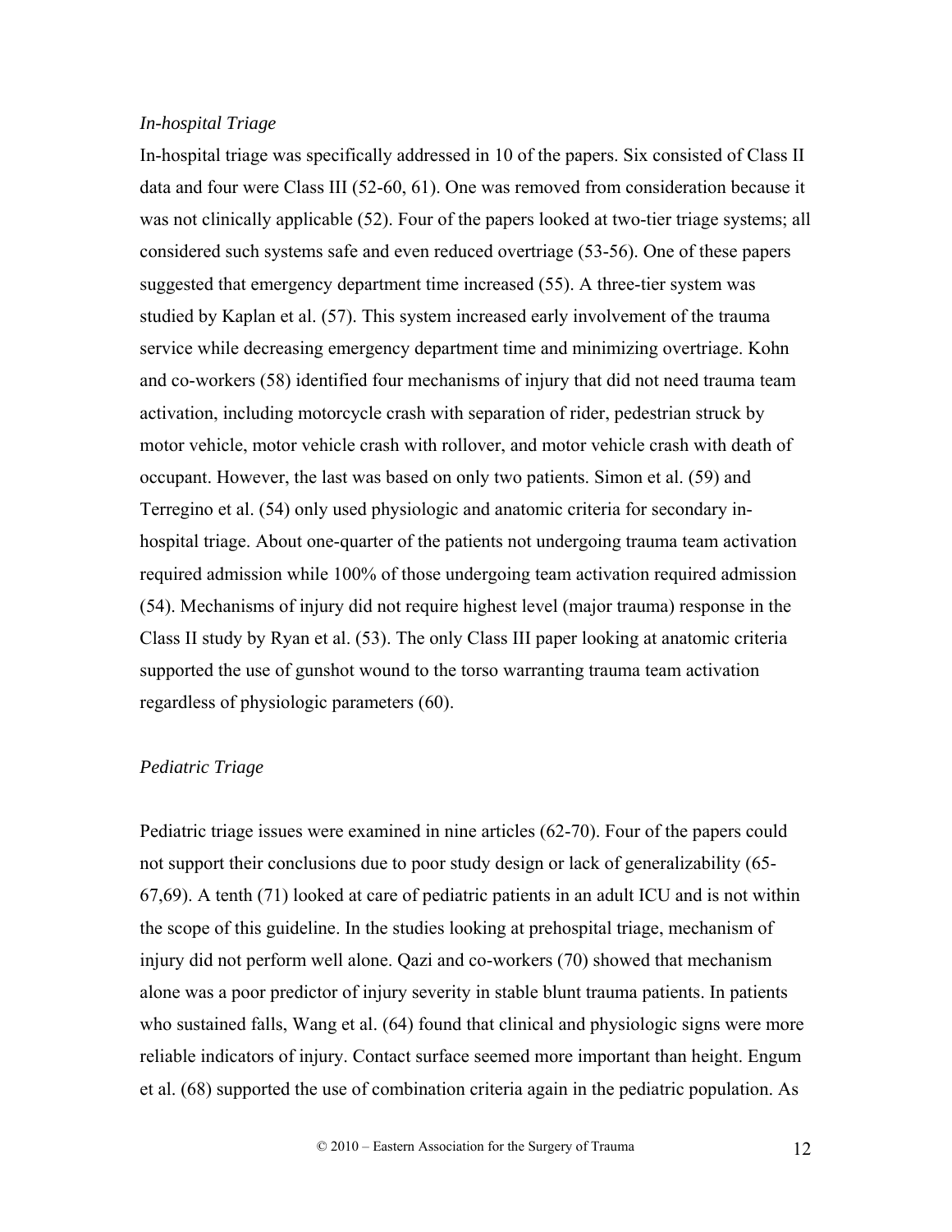*In-hospital Triage*

In-hospital triage was specifically addressed in 10 of the papers. Six consisted of Class II data and four were Class III (52-60, 61). One was removed from consideration because it was not clinically applicable (52). Four of the papers looked at two-tier triage systems; all considered such systems safe and even reduced overtriage (53-56). One of these papers suggested that emergency department time increased (55). A three-tier system was studied by Kaplan et al. (57). This system increased early involvement of the trauma service while decreasing emergency department time and minimizing overtriage. Kohn and co-workers (58) identified four mechanisms of injury that did not need trauma team activation, including motorcycle crash with separation of rider, pedestrian struck by motor vehicle, motor vehicle crash with rollover, and motor vehicle crash with death of occupant. However, the last was based on only two patients. Simon et al. (59) and Terregino et al. (54) only used physiologic and anatomic criteria for secondary in-hospital triage. About one-quarter of the patients not undergoing trauma team activation required admission while 100% of those undergoing team activation required admission (54). Mechanisms of injury did not require highest level (major trauma) response in the Class II study by Ryan et al. (53). The only Class III paper looking at anatomic criteria supported the use of gunshot wound to the torso warranting trauma team activation regardless of physiologic parameters (60).

*Pediatric Triage*

Pediatric triage issues were examined in nine articles (62-70). Four of the papers could not support their conclusions due to poor study design or lack of generalizability (65-67,69). A tenth (71) looked at care of pediatric patients in an adult ICU and is not within the scope of this guideline. In the studies looking at prehospital triage, mechanism of injury did not perform well alone. Qazi and co-workers (70) showed that mechanism alone was a poor predictor of injury severity in stable blunt trauma patients. In patients who sustained falls, Wang et al. (64) found that clinical and physiologic signs were more reliable indicators of injury. Contact surface seemed more important than height. Engum et al. (68) supported the use of combination criteria again in the pediatric population. As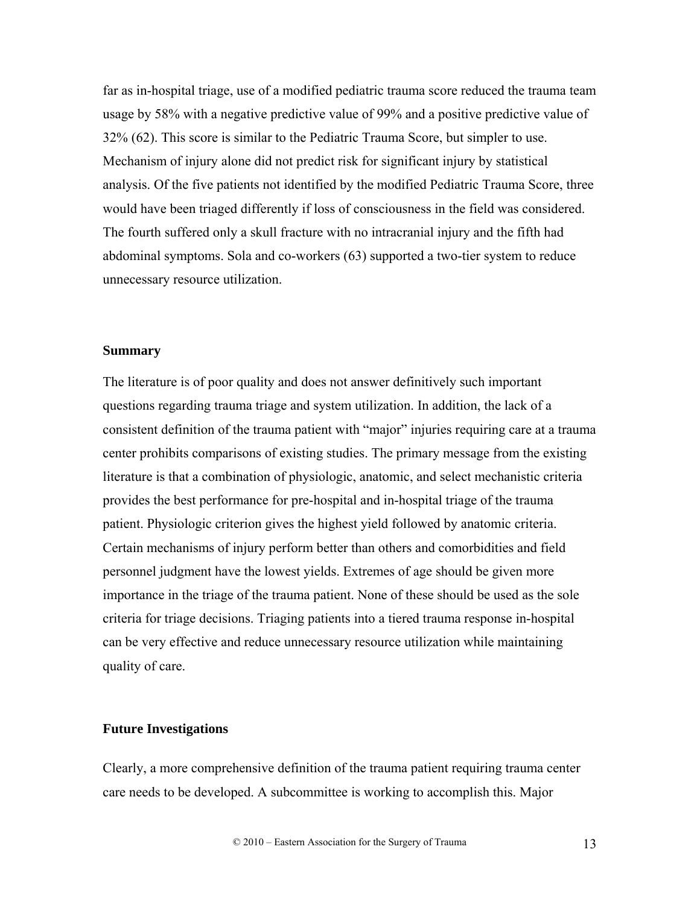far as in-hospital triage, use of a modified pediatric trauma score reduced the trauma team usage by 58% with a negative predictive value of 99% and a positive predictive value of 32% (62). This score is similar to the Pediatric Trauma Score, but simpler to use. Mechanism of injury alone did not predict risk for significant injury by statistical analysis. Of the five patients not identified by the modified Pediatric Trauma Score, three would have been triaged differently if loss of consciousness in the field was considered. The fourth suffered only a skull fracture with no intracranial injury and the fifth had abdominal symptoms. Sola and co-workers (63) supported a two-tier system to reduce unnecessary resource utilization.

## Summary

The literature is of poor quality and does not answer definitively such important questions regarding trauma triage and system utilization. In addition, the lack of a consistent definition of the trauma patient with "major" injuries requiring care at a trauma center prohibits comparisons of existing studies. The primary message from the existing literature is that a combination of physiologic, anatomic, and select mechanistic criteria provides the best performance for pre-hospital and in-hospital triage of the trauma patient. Physiologic criterion gives the highest yield followed by anatomic criteria. Certain mechanisms of injury perform better than others and comorbidities and field personnel judgment have the lowest yields. Extremes of age should be given more importance in the triage of the trauma patient. None of these should be used as the sole criteria for triage decisions. Triaging patients into a tiered trauma response in-hospital can be very effective and reduce unnecessary resource utilization while maintaining quality of care.

## Future Investigations

Clearly, a more comprehensive definition of the trauma patient requiring trauma center care needs to be developed. A subcommittee is working to accomplish this. Major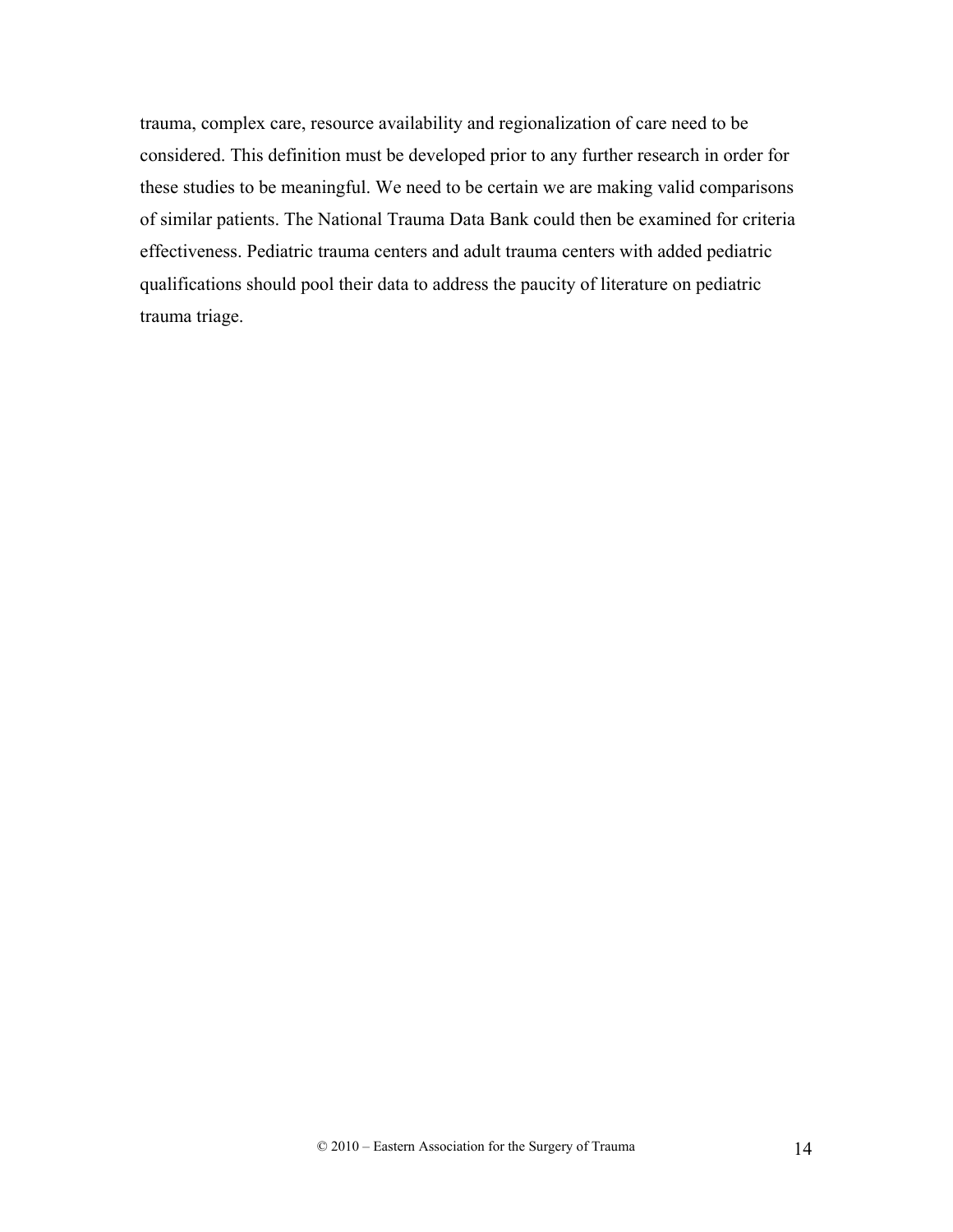trauma, complex care, resource availability and regionalization of care need to be considered. This definition must be developed prior to any further research in order for these studies to be meaningful. We need to be certain we are making valid comparisons of similar patients. The National Trauma Data Bank could then be examined for criteria effectiveness. Pediatric trauma centers and adult trauma centers with added pediatric qualifications should pool their data to address the paucity of literature on pediatric trauma triage.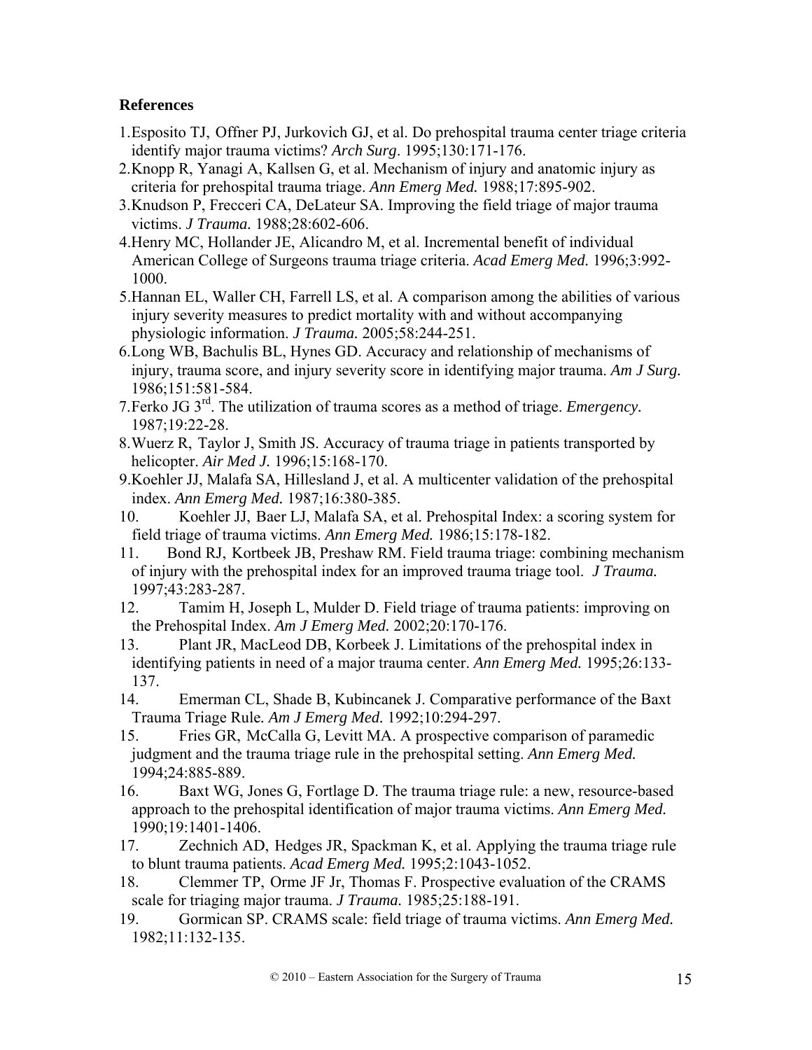## References

1. Esposito TJ, Offner PJ, Jurkovich GJ, et al. Do prehospital trauma center triage criteria identify major trauma victims? *Arch Surg*. 1995;130:171-176.
2. Knopp R, Yanagi A, Kallsen G, et al. Mechanism of injury and anatomic injury as criteria for prehospital trauma triage. *Ann Emerg Med.* 1988;17:895-902.
3. Knudson P, Frecceri CA, DeLateur SA. Improving the field triage of major trauma victims. *J Trauma.* 1988;28:602-606.
4. Henry MC, Hollander JE, Alicandro M, et al. Incremental benefit of individual American College of Surgeons trauma triage criteria. *Acad Emerg Med.* 1996;3:992-1000.
5. Hannan EL, Waller CH, Farrell LS, et al. A comparison among the abilities of various injury severity measures to predict mortality with and without accompanying physiologic information. *J Trauma.* 2005;58:244-251.
6. Long WB, Bachulis BL, Hynes GD. Accuracy and relationship of mechanisms of injury, trauma score, and injury severity score in identifying major trauma. *Am J Surg.* 1986;151:581-584.
7. Ferko JG 3rd. The utilization of trauma scores as a method of triage. *Emergency.* 1987;19:22-28.
8. Wuerz R, Taylor J, Smith JS. Accuracy of trauma triage in patients transported by helicopter. *Air Med J.* 1996;15:168-170.
9. Koehler JJ, Malafa SA, Hillesland J, et al. A multicenter validation of the prehospital index. *Ann Emerg Med.* 1987;16:380-385.
10. Koehler JJ, Baer LJ, Malafa SA, et al. Prehospital Index: a scoring system for field triage of trauma victims. *Ann Emerg Med.* 1986;15:178-182.
11. Bond RJ, Kortbeek JB, Preshaw RM. Field trauma triage: combining mechanism of injury with the prehospital index for an improved trauma triage tool. *J Trauma.* 1997;43:283-287.
12. Tamim H, Joseph L, Mulder D. Field triage of trauma patients: improving on the Prehospital Index. *Am J Emerg Med.* 2002;20:170-176.
13. Plant JR, MacLeod DB, Korbeek J. Limitations of the prehospital index in identifying patients in need of a major trauma center. *Ann Emerg Med.* 1995;26:133-137.
14. Emerman CL, Shade B, Kubincanek J. Comparative performance of the Baxt Trauma Triage Rule. *Am J Emerg Med.* 1992;10:294-297.
15. Fries GR, McCalla G, Levitt MA. A prospective comparison of paramedic judgment and the trauma triage rule in the prehospital setting. *Ann Emerg Med.* 1994;24:885-889.
16. Baxt WG, Jones G, Fortlage D. The trauma triage rule: a new, resource-based approach to the prehospital identification of major trauma victims. *Ann Emerg Med.* 1990;19:1401-1406.
17. Zechnich AD, Hedges JR, Spackman K, et al. Applying the trauma triage rule to blunt trauma patients. *Acad Emerg Med.* 1995;2:1043-1052.
18. Clemmer TP, Orme JF Jr, Thomas F. Prospective evaluation of the CRAMS scale for triaging major trauma. *J Trauma.* 1985;25:188-191.
19. Gormican SP. CRAMS scale: field triage of trauma victims. *Ann Emerg Med.* 1982;11:132-135.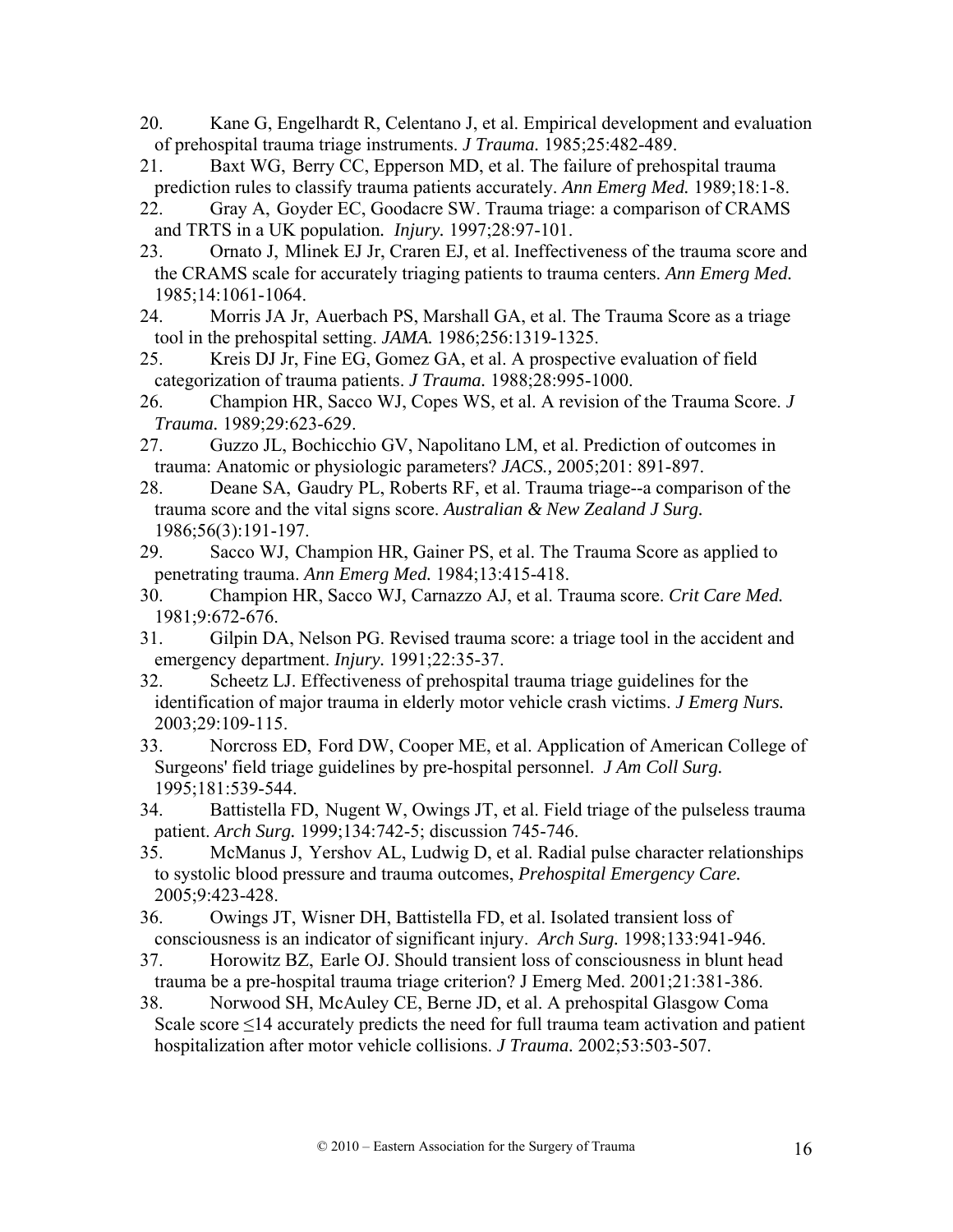20. Kane G, Engelhardt R, Celentano J, et al. Empirical development and evaluation of prehospital trauma triage instruments. *J Trauma.* 1985;25:482-489.

21. Baxt WG, Berry CC, Epperson MD, et al. The failure of prehospital trauma prediction rules to classify trauma patients accurately. *Ann Emerg Med.* 1989;18:1-8.

22. Gray A, Goyder EC, Goodacre SW. Trauma triage: a comparison of CRAMS and TRTS in a UK population. *Injury.* 1997;28:97-101.

23. Ornato J, Mlinek EJ Jr, Craren EJ, et al. Ineffectiveness of the trauma score and the CRAMS scale for accurately triaging patients to trauma centers. *Ann Emerg Med.* 1985;14:1061-1064.

24. Morris JA Jr, Auerbach PS, Marshall GA, et al. The Trauma Score as a triage tool in the prehospital setting. *JAMA.* 1986;256:1319-1325.

25. Kreis DJ Jr, Fine EG, Gomez GA, et al. A prospective evaluation of field categorization of trauma patients. *J Trauma.* 1988;28:995-1000.

26. Champion HR, Sacco WJ, Copes WS, et al. A revision of the Trauma Score. *J Trauma.* 1989;29:623-629.

27. Guzzo JL, Bochicchio GV, Napolitano LM, et al. Prediction of outcomes in trauma: Anatomic or physiologic parameters? *JACS.,* 2005;201: 891-897.

28. Deane SA, Gaudry PL, Roberts RF, et al. Trauma triage--a comparison of the trauma score and the vital signs score. *Australian & New Zealand J Surg.* 1986;56(3):191-197.

29. Sacco WJ, Champion HR, Gainer PS, et al. The Trauma Score as applied to penetrating trauma. *Ann Emerg Med.* 1984;13:415-418.

30. Champion HR, Sacco WJ, Carnazzo AJ, et al. Trauma score. *Crit Care Med.* 1981;9:672-676.

31. Gilpin DA, Nelson PG. Revised trauma score: a triage tool in the accident and emergency department. *Injury.* 1991;22:35-37.

32. Scheetz LJ. Effectiveness of prehospital trauma triage guidelines for the identification of major trauma in elderly motor vehicle crash victims. *J Emerg Nurs.* 2003;29:109-115.

33. Norcross ED, Ford DW, Cooper ME, et al. Application of American College of Surgeons' field triage guidelines by pre-hospital personnel. *J Am Coll Surg.* 1995;181:539-544.

34. Battistella FD, Nugent W, Owings JT, et al. Field triage of the pulseless trauma patient. *Arch Surg.* 1999;134:742-5; discussion 745-746.

35. McManus J, Yershov AL, Ludwig D, et al. Radial pulse character relationships to systolic blood pressure and trauma outcomes, *Prehospital Emergency Care.* 2005;9:423-428.

36. Owings JT, Wisner DH, Battistella FD, et al. Isolated transient loss of consciousness is an indicator of significant injury. *Arch Surg.* 1998;133:941-946.

37. Horowitz BZ, Earle OJ. Should transient loss of consciousness in blunt head trauma be a pre-hospital trauma triage criterion? J Emerg Med. 2001;21:381-386.

38. Norwood SH, McAuley CE, Berne JD, et al. A prehospital Glasgow Coma Scale score ≤14 accurately predicts the need for full trauma team activation and patient hospitalization after motor vehicle collisions. *J Trauma.* 2002;53:503-507.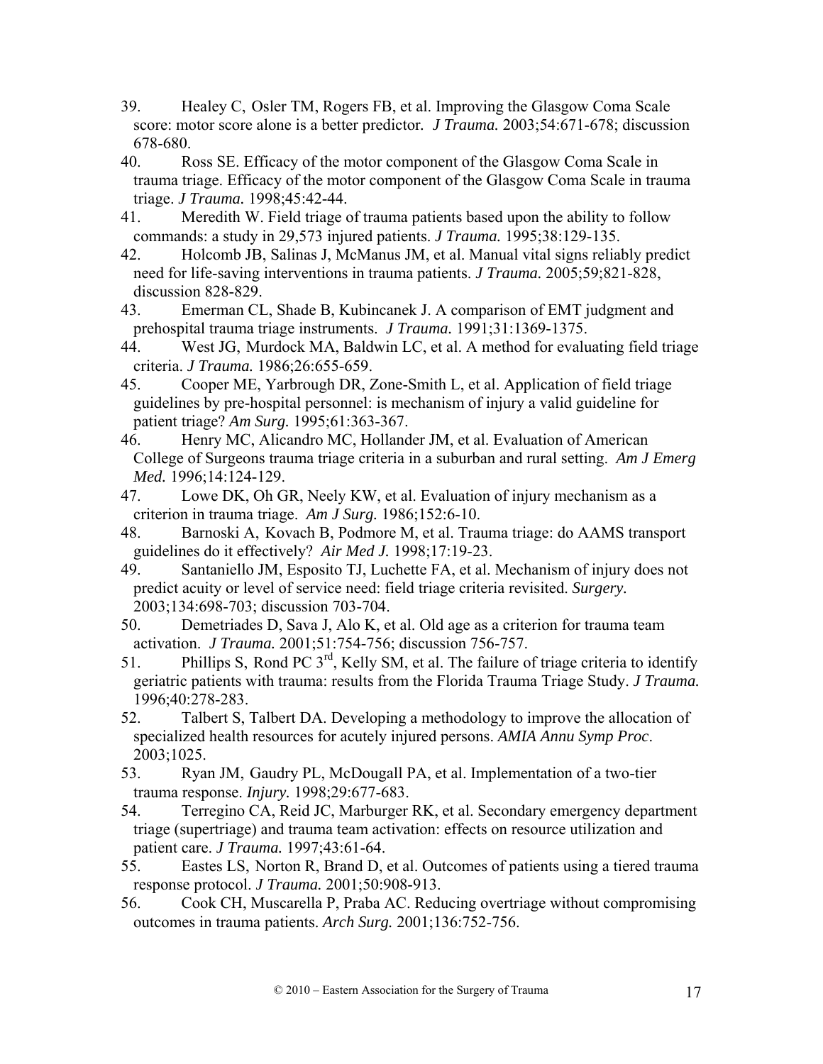39. Healey C, Osler TM, Rogers FB, et al. Improving the Glasgow Coma Scale score: motor score alone is a better predictor. *J Trauma.* 2003;54:671-678; discussion 678-680.
40. Ross SE. Efficacy of the motor component of the Glasgow Coma Scale in trauma triage. Efficacy of the motor component of the Glasgow Coma Scale in trauma triage. *J Trauma.* 1998;45:42-44.
41. Meredith W. Field triage of trauma patients based upon the ability to follow commands: a study in 29,573 injured patients. *J Trauma.* 1995;38:129-135.
42. Holcomb JB, Salinas J, McManus JM, et al. Manual vital signs reliably predict need for life-saving interventions in trauma patients. *J Trauma.* 2005;59;821-828, discussion 828-829.
43. Emerman CL, Shade B, Kubincanek J. A comparison of EMT judgment and prehospital trauma triage instruments. *J Trauma.* 1991;31:1369-1375.
44. West JG, Murdock MA, Baldwin LC, et al. A method for evaluating field triage criteria. *J Trauma.* 1986;26:655-659.
45. Cooper ME, Yarbrough DR, Zone-Smith L, et al. Application of field triage guidelines by pre-hospital personnel: is mechanism of injury a valid guideline for patient triage? *Am Surg.* 1995;61:363-367.
46. Henry MC, Alicandro MC, Hollander JM, et al. Evaluation of American College of Surgeons trauma triage criteria in a suburban and rural setting. *Am J Emerg Med.* 1996;14:124-129.
47. Lowe DK, Oh GR, Neely KW, et al. Evaluation of injury mechanism as a criterion in trauma triage. *Am J Surg.* 1986;152:6-10.
48. Barnoski A, Kovach B, Podmore M, et al. Trauma triage: do AAMS transport guidelines do it effectively? *Air Med J.* 1998;17:19-23.
49. Santaniello JM, Esposito TJ, Luchette FA, et al. Mechanism of injury does not predict acuity or level of service need: field triage criteria revisited. *Surgery.* 2003;134:698-703; discussion 703-704.
50. Demetriades D, Sava J, Alo K, et al. Old age as a criterion for trauma team activation. *J Trauma.* 2001;51:754-756; discussion 756-757.
51. Phillips S, Rond PC 3rd, Kelly SM, et al. The failure of triage criteria to identify geriatric patients with trauma: results from the Florida Trauma Triage Study. *J Trauma.* 1996;40:278-283.
52. Talbert S, Talbert DA. Developing a methodology to improve the allocation of specialized health resources for acutely injured persons. *AMIA Annu Symp Proc*. 2003;1025.
53. Ryan JM, Gaudry PL, McDougall PA, et al. Implementation of a two-tier trauma response. *Injury.* 1998;29:677-683.
54. Terregino CA, Reid JC, Marburger RK, et al. Secondary emergency department triage (supertriage) and trauma team activation: effects on resource utilization and patient care. *J Trauma.* 1997;43:61-64.
55. Eastes LS, Norton R, Brand D, et al. Outcomes of patients using a tiered trauma response protocol. *J Trauma.* 2001;50:908-913.
56. Cook CH, Muscarella P, Praba AC. Reducing overtriage without compromising outcomes in trauma patients. *Arch Surg.* 2001;136:752-756.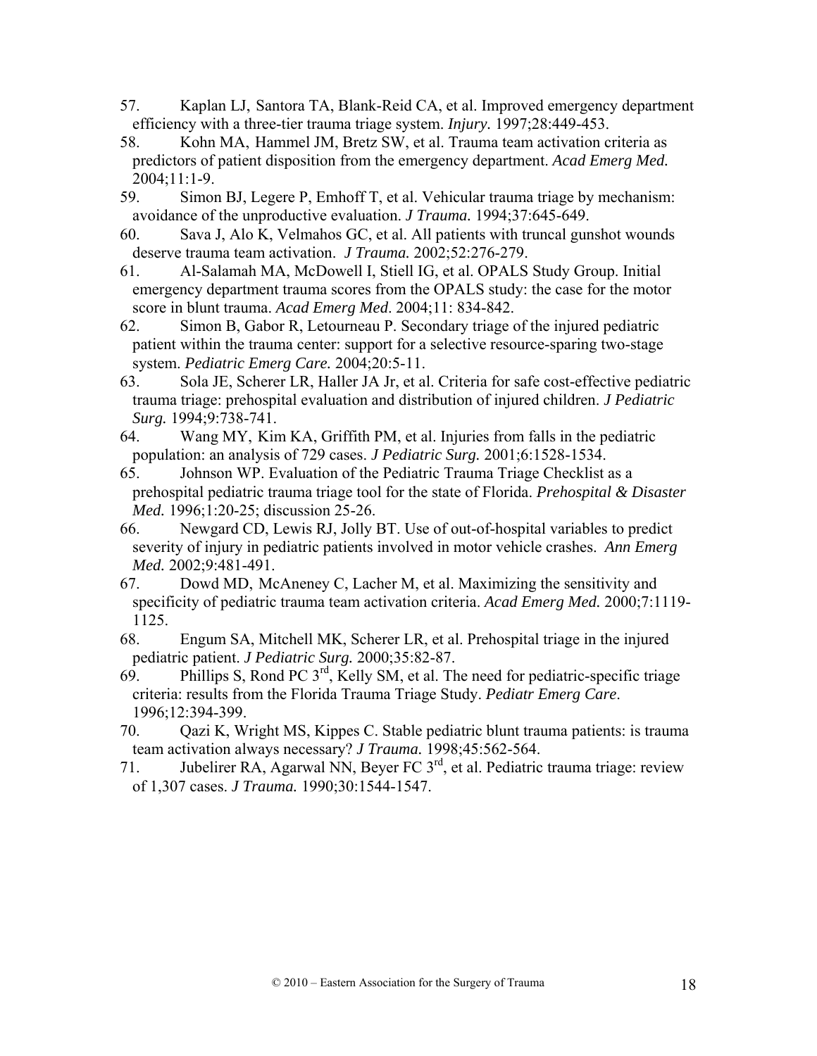57. Kaplan LJ, Santora TA, Blank-Reid CA, et al. Improved emergency department efficiency with a three-tier trauma triage system. *Injury.* 1997;28:449-453.
58. Kohn MA, Hammel JM, Bretz SW, et al. Trauma team activation criteria as predictors of patient disposition from the emergency department. *Acad Emerg Med.* 2004;11:1-9.
59. Simon BJ, Legere P, Emhoff T, et al. Vehicular trauma triage by mechanism: avoidance of the unproductive evaluation. *J Trauma.* 1994;37:645-649.
60. Sava J, Alo K, Velmahos GC, et al. All patients with truncal gunshot wounds deserve trauma team activation. *J Trauma.* 2002;52:276-279.
61. Al-Salamah MA, McDowell I, Stiell IG, et al. OPALS Study Group. Initial emergency department trauma scores from the OPALS study: the case for the motor score in blunt trauma. *Acad Emerg Med*. 2004;11: 834-842.
62. Simon B, Gabor R, Letourneau P. Secondary triage of the injured pediatric patient within the trauma center: support for a selective resource-sparing two-stage system. *Pediatric Emerg Care.* 2004;20:5-11.
63. Sola JE, Scherer LR, Haller JA Jr, et al. Criteria for safe cost-effective pediatric trauma triage: prehospital evaluation and distribution of injured children. *J Pediatric Surg.* 1994;9:738-741.
64. Wang MY, Kim KA, Griffith PM, et al. Injuries from falls in the pediatric population: an analysis of 729 cases. *J Pediatric Surg.* 2001;6:1528-1534.
65. Johnson WP. Evaluation of the Pediatric Trauma Triage Checklist as a prehospital pediatric trauma triage tool for the state of Florida. *Prehospital & Disaster Med.* 1996;1:20-25; discussion 25-26.
66. Newgard CD, Lewis RJ, Jolly BT. Use of out-of-hospital variables to predict severity of injury in pediatric patients involved in motor vehicle crashes. *Ann Emerg Med.* 2002;9:481-491.
67. Dowd MD, McAneney C, Lacher M, et al. Maximizing the sensitivity and specificity of pediatric trauma team activation criteria. *Acad Emerg Med.* 2000;7:1119-1125.
68. Engum SA, Mitchell MK, Scherer LR, et al. Prehospital triage in the injured pediatric patient. *J Pediatric Surg.* 2000;35:82-87.
69. Phillips S, Rond PC 3rd, Kelly SM, et al. The need for pediatric-specific triage criteria: results from the Florida Trauma Triage Study. *Pediatr Emerg Care*. 1996;12:394-399.
70. Qazi K, Wright MS, Kippes C. Stable pediatric blunt trauma patients: is trauma team activation always necessary? *J Trauma.* 1998;45:562-564.
71. Jubelirer RA, Agarwal NN, Beyer FC 3rd, et al. Pediatric trauma triage: review of 1,307 cases. *J Trauma.* 1990;30:1544-1547.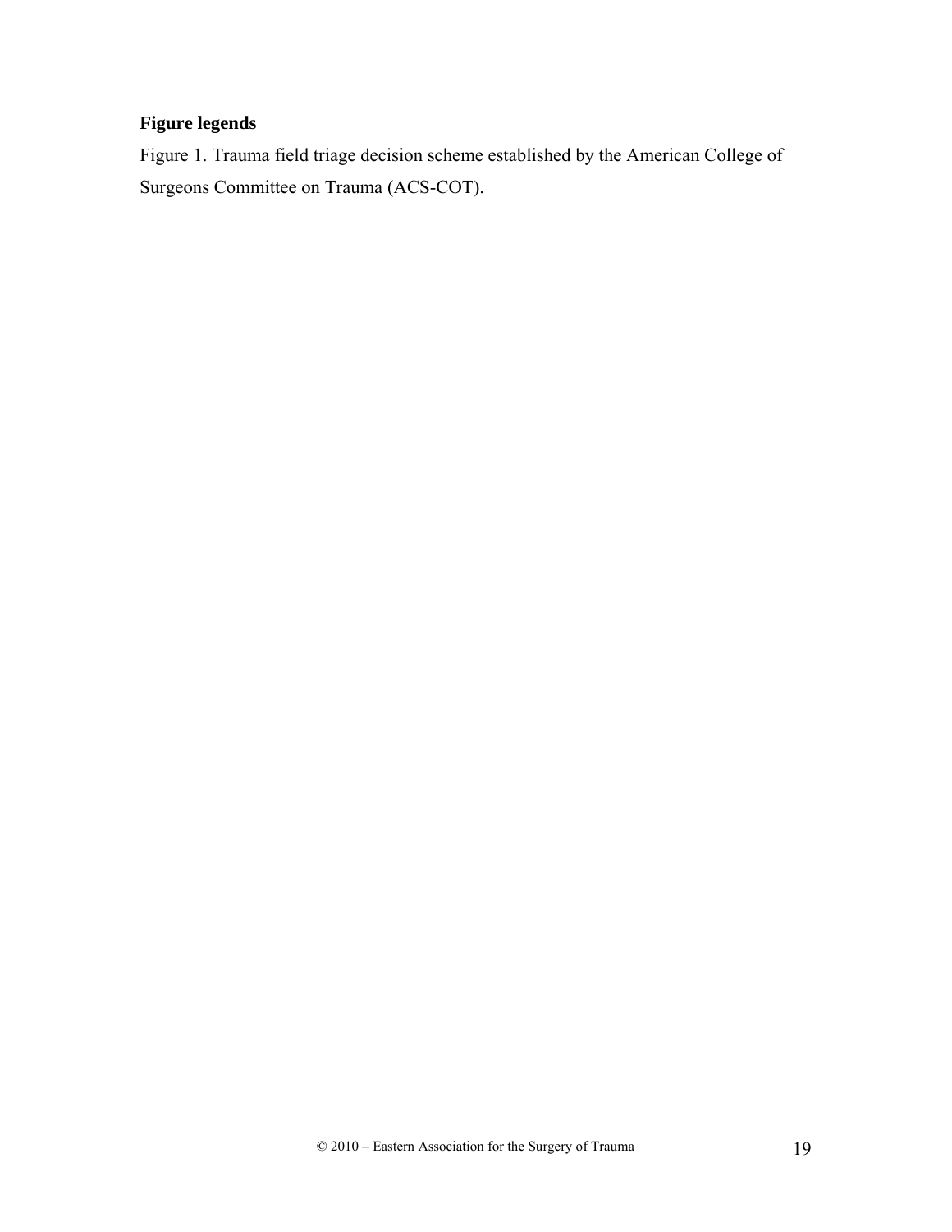**Figure legends**

Figure 1. Trauma field triage decision scheme established by the American College of Surgeons Committee on Trauma (ACS-COT).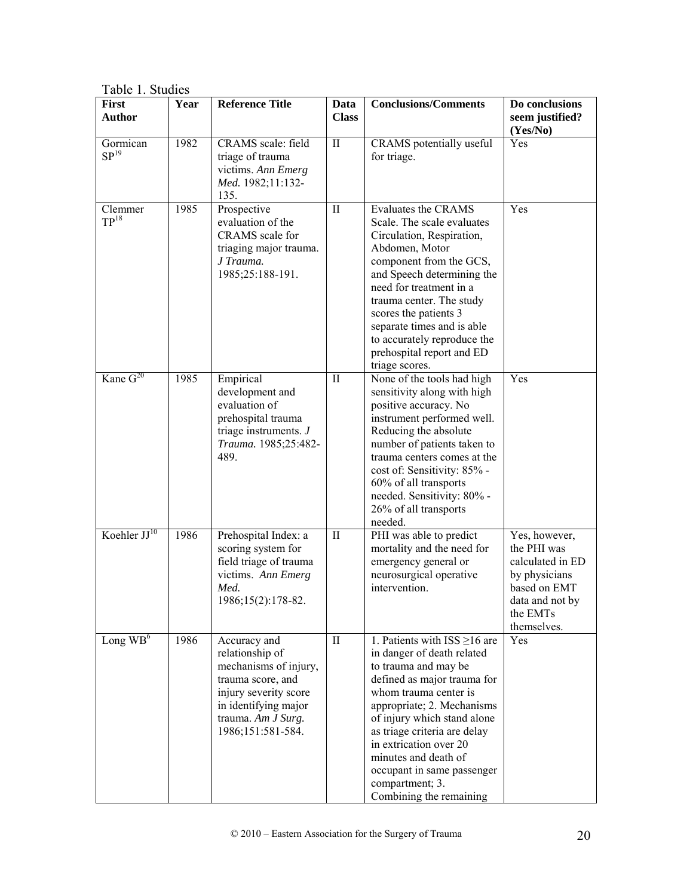Table 1. Studies

| First Author | Year | Reference Title | Data Class | Conclusions/Comments | Do conclusions seem justified? (Yes/No) |
|---|---|---|---|---|---|
| Gormican SP[19] | 1982 | CRAMS scale: field triage of trauma victims. *Ann Emerg Med.* 1982;11:132-135. | II | CRAMS potentially useful for triage. | Yes |
| Clemmer TP[18] | 1985 | Prospective evaluation of the CRAMS scale for triaging major trauma. *J Trauma.* 1985;25:188-191. | II | Evaluates the CRAMS Scale. The scale evaluates Circulation, Respiration, Abdomen, Motor component from the GCS, and Speech determining the need for treatment in a trauma center. The study scores the patients 3 separate times and is able to accurately reproduce the prehospital report and ED triage scores. | Yes |
| Kane G[20] | 1985 | Empirical development and evaluation of prehospital trauma triage instruments. *J Trauma.* 1985;25:482-489. | II | None of the tools had high sensitivity along with high positive accuracy. No instrument performed well. Reducing the absolute number of patients taken to trauma centers comes at the cost of: Sensitivity: 85% - 60% of all transports needed. Sensitivity: 80% - 26% of all transports needed. | Yes |
| Koehler JJ[10] | 1986 | Prehospital Index: a scoring system for field triage of trauma victims. *Ann Emerg Med.* 1986;15(2):178-82. | II | PHI was able to predict mortality and the need for emergency general or neurosurgical operative intervention. | Yes, however, the PHI was calculated in ED by physicians based on EMT data and not by the EMTs themselves. |
| Long WB[6] | 1986 | Accuracy and relationship of mechanisms of injury, trauma score, and injury severity score in identifying major trauma. *Am J Surg.* 1986;151:581-584. | II | 1. Patients with ISS ≥16 are in danger of death related to trauma and may be defined as major trauma for whom trauma center is appropriate; 2. Mechanisms of injury which stand alone as triage criteria are delay in extrication over 20 minutes and death of occupant in same passenger compartment; 3. Combining the remaining | Yes |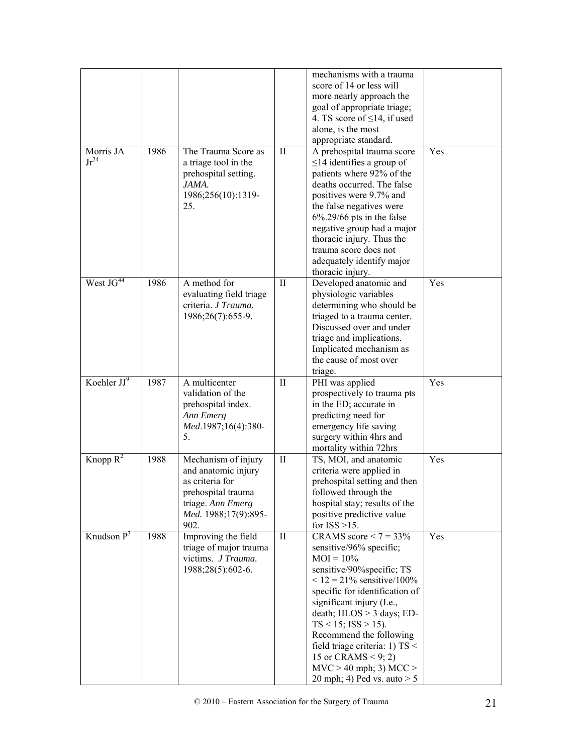| | | | | | |
|---|---|---|---|---|---|
| | | | | mechanisms with a trauma score of 14 or less will more nearly approach the goal of appropriate triage; 4. TS score of ≤14, if used alone, is the most appropriate standard. | |
| Morris JA Jr[24] | 1986 | The Trauma Score as a triage tool in the prehospital setting. *JAMA.* 1986;256(10):1319-25. | II | A prehospital trauma score ≤14 identifies a group of patients where 92% of the deaths occurred. The false positives were 9.7% and the false negatives were 6%.29/66 pts in the false negative group had a major thoracic injury. Thus the trauma score does not adequately identify major thoracic injury. | Yes |
| West JG[44] | 1986 | A method for evaluating field triage criteria. *J Trauma.* 1986;26(7):655-9. | II | Developed anatomic and physiologic variables determining who should be triaged to a trauma center. Discussed over and under triage and implications. Implicated mechanism as the cause of most over triage. | Yes |
| Koehler JJ[9] | 1987 | A multicenter validation of the prehospital index. *Ann Emerg Med.*1987;16(4):380-5. | II | PHI was applied prospectively to trauma pts in the ED; accurate in predicting need for emergency life saving surgery within 4hrs and mortality within 72hrs | Yes |
| Knopp R[2] | 1988 | Mechanism of injury and anatomic injury as criteria for prehospital trauma triage. *Ann Emerg Med.* 1988;17(9):895-902. | II | TS, MOI, and anatomic criteria were applied in prehospital setting and then followed through the hospital stay; results of the positive predictive value for ISS >15. | Yes |
| Knudson P[3] | 1988 | Improving the field triage of major trauma victims. *J Trauma.* 1988;28(5):602-6. | II | CRAMS score < 7 = 33% sensitive/96% specific; MOI = 10% sensitive/90%specific; TS < 12 = 21% sensitive/100% specific for identification of significant injury (I.e., death; HLOS > 3 days; ED-TS < 15; ISS > 15). Recommend the following field triage criteria: 1) TS < 15 or CRAMS < 9; 2) MVC > 40 mph; 3) MCC > 20 mph; 4) Ped vs. auto > 5 | Yes |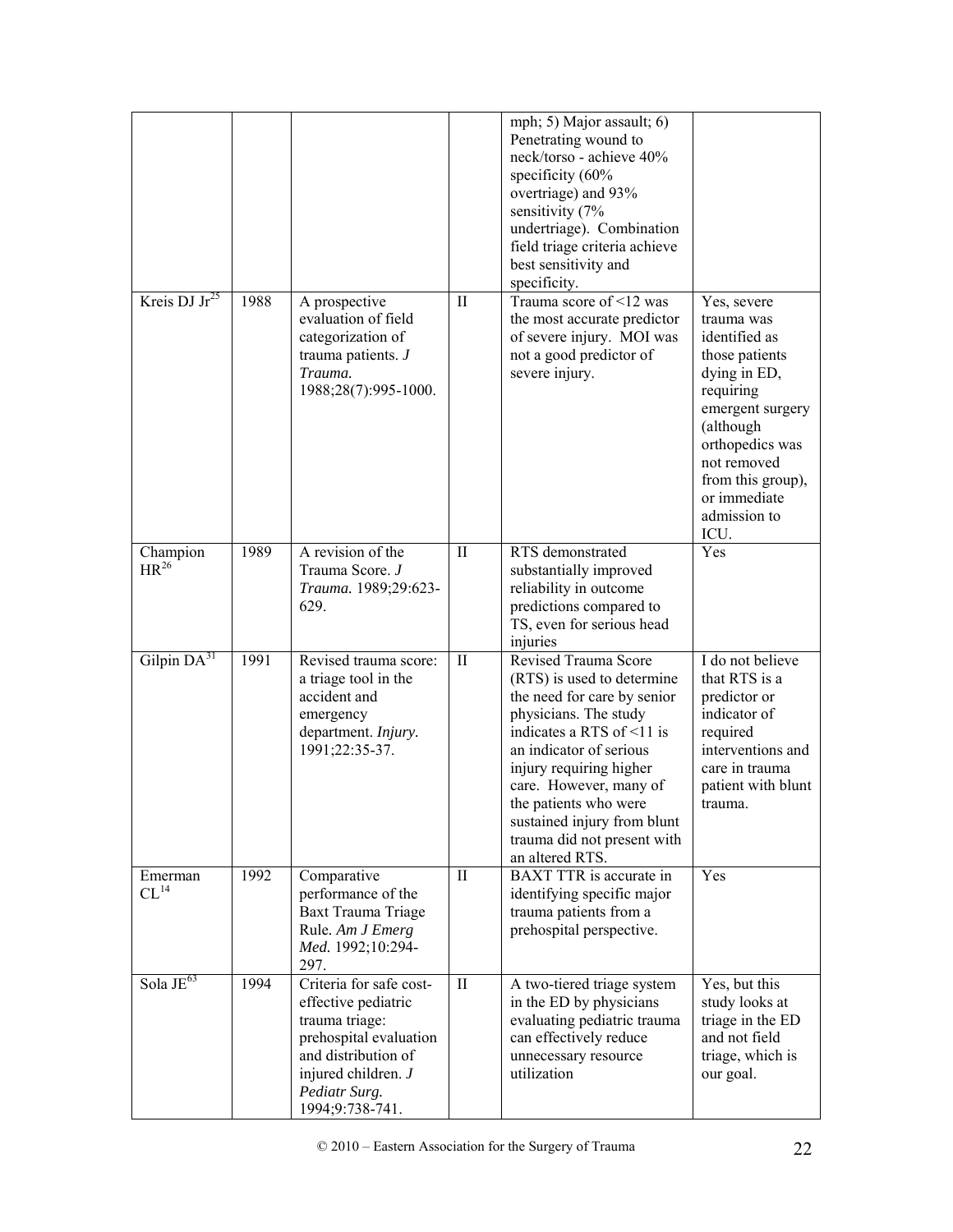| | | | | | |
|---|---|---|---|---|---|
| | | | | mph; 5) Major assault; 6) Penetrating wound to neck/torso - achieve 40% specificity (60% overtriage) and 93% sensitivity (7% undertriage). Combination field triage criteria achieve best sensitivity and specificity. | |
| Kreis DJ Jr[25] | 1988 | A prospective evaluation of field categorization of trauma patients. *J Trauma.* 1988;28(7):995-1000. | II | Trauma score of <12 was the most accurate predictor of severe injury. MOI was not a good predictor of severe injury. | Yes, severe trauma was identified as those patients dying in ED, requiring emergent surgery (although orthopedics was not removed from this group), or immediate admission to ICU. |
| Champion HR[26] | 1989 | A revision of the Trauma Score. *J Trauma.* 1989;29:623-629. | II | RTS demonstrated substantially improved reliability in outcome predictions compared to TS, even for serious head injuries | Yes |
| Gilpin DA[31] | 1991 | Revised trauma score: a triage tool in the accident and emergency department. *Injury.* 1991;22:35-37. | II | Revised Trauma Score (RTS) is used to determine the need for care by senior physicians. The study indicates a RTS of <11 is an indicator of serious injury requiring higher care. However, many of the patients who were sustained injury from blunt trauma did not present with an altered RTS. | I do not believe that RTS is a predictor or indicator of required interventions and care in trauma patient with blunt trauma. |
| Emerman CL[14] | 1992 | Comparative performance of the Baxt Trauma Triage Rule. *Am J Emerg Med.* 1992;10:294-297. | II | BAXT TTR is accurate in identifying specific major trauma patients from a prehospital perspective. | Yes |
| Sola JE[63] | 1994 | Criteria for safe cost-effective pediatric trauma triage: prehospital evaluation and distribution of injured children. *J Pediatr Surg.* 1994;9:738-741. | II | A two-tiered triage system in the ED by physicians evaluating pediatric trauma can effectively reduce unnecessary resource utilization | Yes, but this study looks at triage in the ED and not field triage, which is our goal. |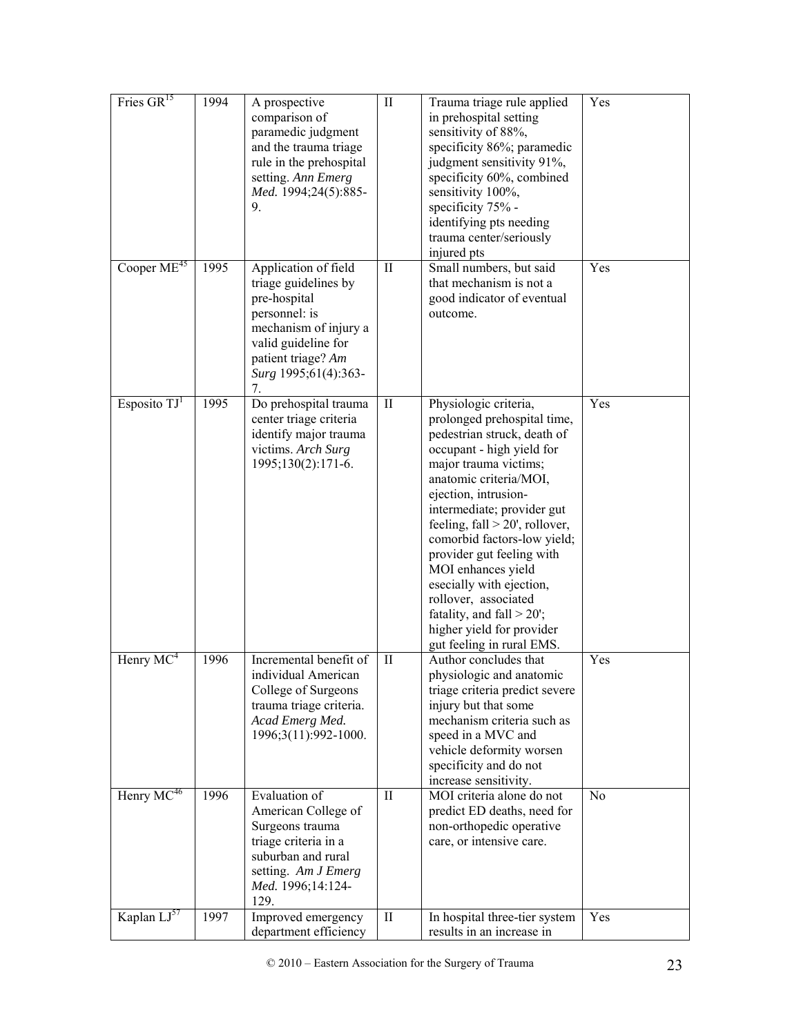| | | | | | |
|---|---|---|---|---|---|
| Fries GR[15] | 1994 | A prospective comparison of paramedic judgment and the trauma triage rule in the prehospital setting. *Ann Emerg Med.* 1994;24(5):885-9. | II | Trauma triage rule applied in prehospital setting sensitivity of 88%, specificity 86%; paramedic judgment sensitivity 91%, specificity 60%, combined sensitivity 100%, specificity 75% - identifying pts needing trauma center/seriously injured pts | Yes |
| Cooper ME[45] | 1995 | Application of field triage guidelines by pre-hospital personnel: is mechanism of injury a valid guideline for patient triage? *Am Surg* 1995;61(4):363-7. | II | Small numbers, but said that mechanism is not a good indicator of eventual outcome. | Yes |
| Esposito TJ[1] | 1995 | Do prehospital trauma center triage criteria identify major trauma victims. *Arch Surg* 1995;130(2):171-6. | II | Physiologic criteria, prolonged prehospital time, pedestrian struck, death of occupant - high yield for major trauma victims; anatomic criteria/MOI, ejection, intrusion-intermediate; provider gut feeling, fall > 20', rollover, comorbid factors-low yield; provider gut feeling with MOI enhances yield esecially with ejection, rollover, associated fatality, and fall > 20'; higher yield for provider gut feeling in rural EMS. | Yes |
| Henry MC[4] | 1996 | Incremental benefit of individual American College of Surgeons trauma triage criteria. *Acad Emerg Med.* 1996;3(11):992-1000. | II | Author concludes that physiologic and anatomic triage criteria predict severe injury but that some mechanism criteria such as speed in a MVC and vehicle deformity worsen specificity and do not increase sensitivity. | Yes |
| Henry MC[46] | 1996 | Evaluation of American College of Surgeons trauma triage criteria in a suburban and rural setting. *Am J Emerg Med.* 1996;14:124-129. | II | MOI criteria alone do not predict ED deaths, need for non-orthopedic operative care, or intensive care. | No |
| Kaplan LJ[57] | 1997 | Improved emergency department efficiency | II | In hospital three-tier system results in an increase in | Yes |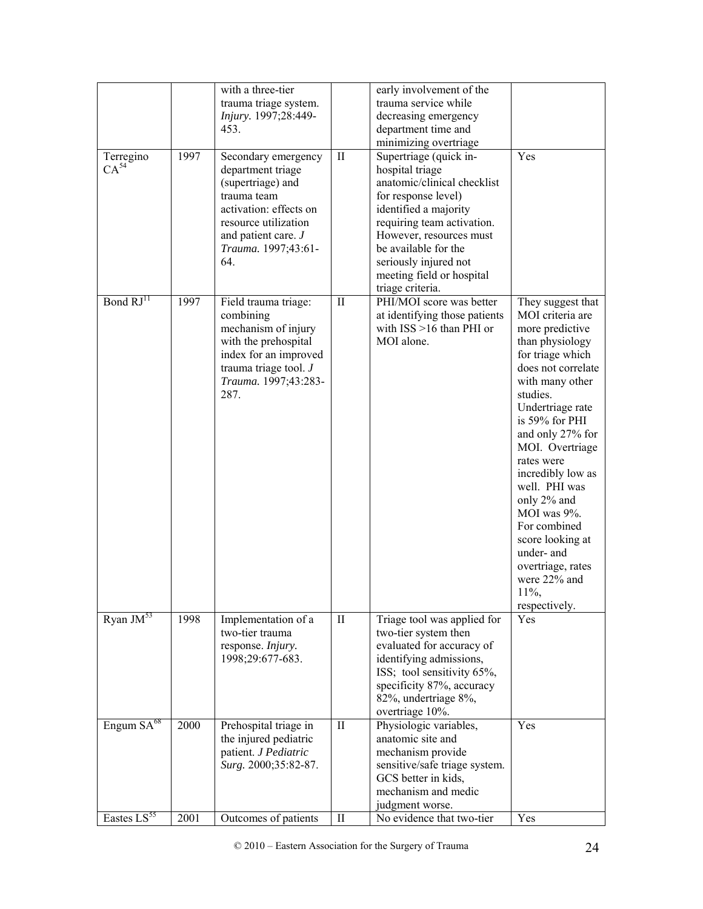| | | | | | |
|---|---|---|---|---|---|
| | | with a three-tier trauma triage system. *Injury.* 1997;28:449-453. | | early involvement of the trauma service while decreasing emergency department time and minimizing overtriage | |
| Terregino CA[54] | 1997 | Secondary emergency department triage (supertriage) and trauma team activation: effects on resource utilization and patient care. *J Trauma.* 1997;43:61-64. | II | Supertriage (quick in-hospital triage anatomic/clinical checklist for response level) identified a majority requiring team activation. However, resources must be available for the seriously injured not meeting field or hospital triage criteria. | Yes |
| Bond RJ[11] | 1997 | Field trauma triage: combining mechanism of injury with the prehospital index for an improved trauma triage tool. *J Trauma.* 1997;43:283-287. | II | PHI/MOI score was better at identifying those patients with ISS >16 than PHI or MOI alone. | They suggest that MOI criteria are more predictive than physiology for triage which does not correlate with many other studies. Undertriage rate is 59% for PHI and only 27% for MOI. Overtriage rates were incredibly low as well. PHI was only 2% and MOI was 9%. For combined score looking at under- and overtriage, rates were 22% and 11%, respectively. |
| Ryan JM[53] | 1998 | Implementation of a two-tier trauma response. *Injury.* 1998;29:677-683. | II | Triage tool was applied for two-tier system then evaluated for accuracy of identifying admissions, ISS; tool sensitivity 65%, specificity 87%, accuracy 82%, undertriage 8%, overtriage 10%. | Yes |
| Engum SA[68] | 2000 | Prehospital triage in the injured pediatric patient. *J Pediatric Surg.* 2000;35:82-87. | II | Physiologic variables, anatomic site and mechanism provide sensitive/safe triage system. GCS better in kids, mechanism and medic judgment worse. | Yes |
| Eastes LS[55] | 2001 | Outcomes of patients | II | No evidence that two-tier | Yes |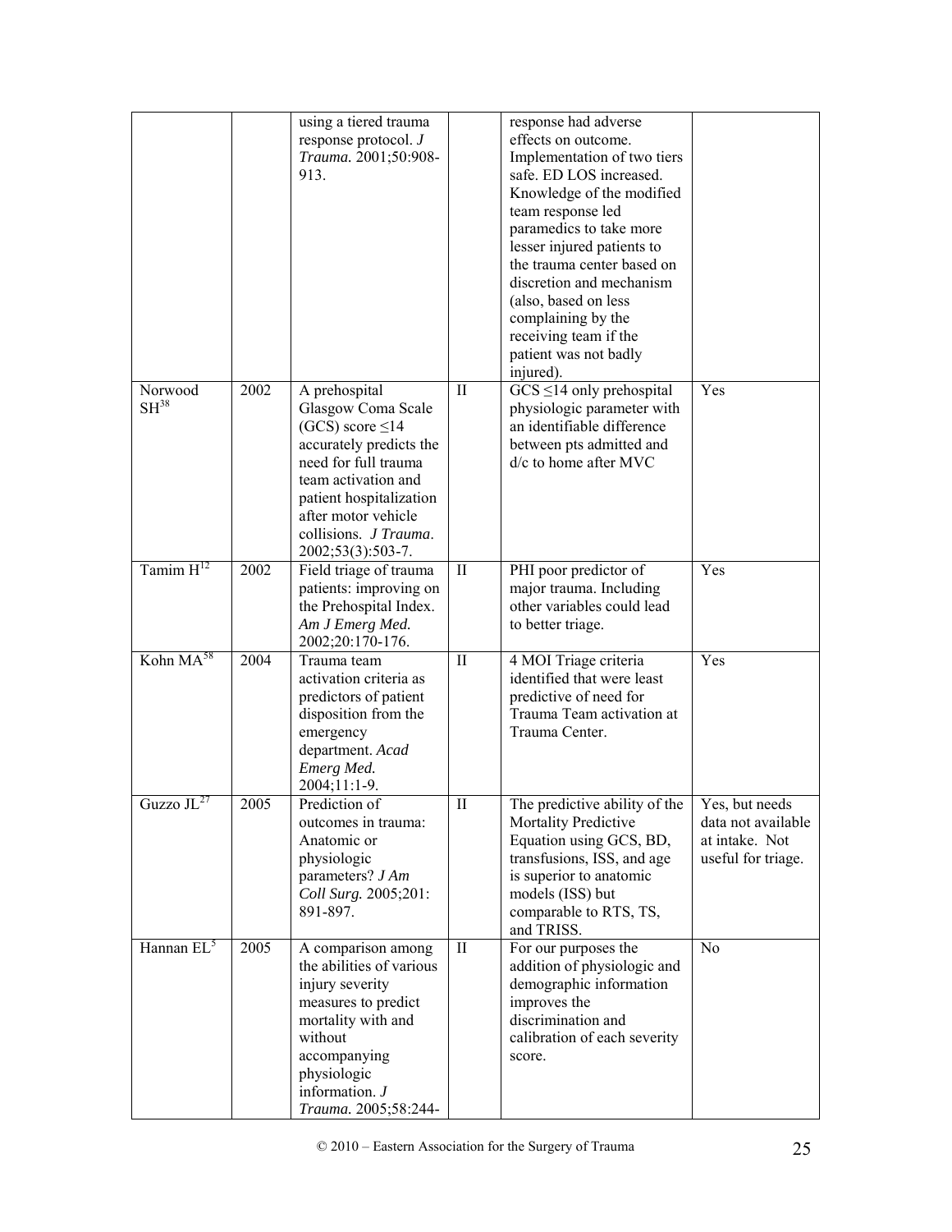| | | | | | |
|---|---|---|---|---|---|
| | | using a tiered trauma response protocol. *J Trauma.* 2001;50:908-913. | | response had adverse effects on outcome. Implementation of two tiers safe. ED LOS increased. Knowledge of the modified team response led paramedics to take more lesser injured patients to the trauma center based on discretion and mechanism (also, based on less complaining by the receiving team if the patient was not badly injured). | |
| Norwood SH[38] | 2002 | A prehospital Glasgow Coma Scale (GCS) score ≤14 accurately predicts the need for full trauma team activation and patient hospitalization after motor vehicle collisions. *J Trauma*. 2002;53(3):503-7. | II | GCS ≤14 only prehospital physiologic parameter with an identifiable difference between pts admitted and d/c to home after MVC | Yes |
| Tamim H[12] | 2002 | Field triage of trauma patients: improving on the Prehospital Index. *Am J Emerg Med.* 2002;20:170-176. | II | PHI poor predictor of major trauma. Including other variables could lead to better triage. | Yes |
| Kohn MA[58] | 2004 | Trauma team activation criteria as predictors of patient disposition from the emergency department. *Acad Emerg Med.* 2004;11:1-9. | II | 4 MOI Triage criteria identified that were least predictive of need for Trauma Team activation at Trauma Center. | Yes |
| Guzzo JL[27] | 2005 | Prediction of outcomes in trauma: Anatomic or physiologic parameters? *J Am Coll Surg.* 2005;201: 891-897. | II | The predictive ability of the Mortality Predictive Equation using GCS, BD, transfusions, ISS, and age is superior to anatomic models (ISS) but comparable to RTS, TS, and TRISS. | Yes, but needs data not available at intake. Not useful for triage. |
| Hannan EL[5] | 2005 | A comparison among the abilities of various injury severity measures to predict mortality with and without accompanying physiologic information. *J Trauma.* 2005;58:244- | II | For our purposes the addition of physiologic and demographic information improves the discrimination and calibration of each severity score. | No |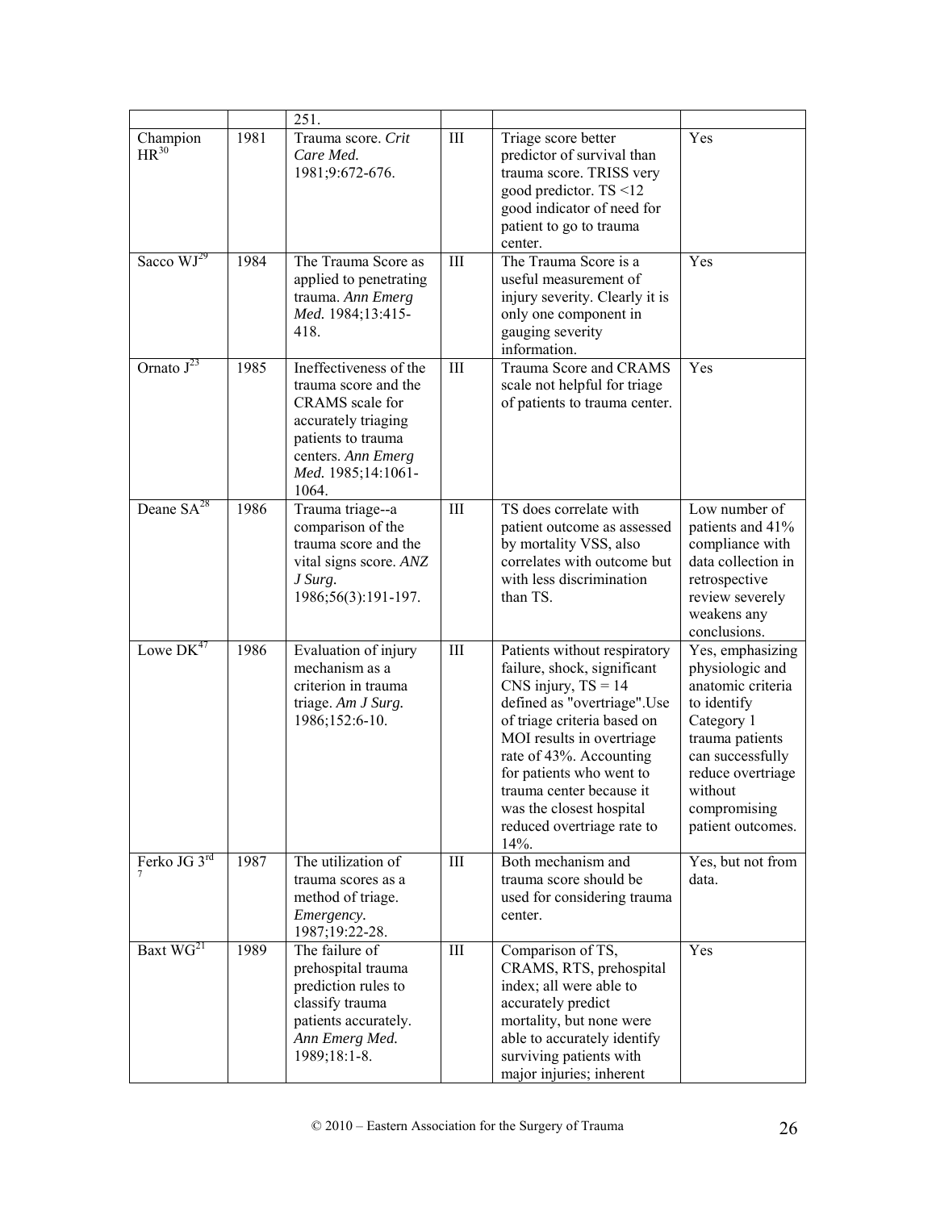| | | | | | |
|---|---|---|---|---|---|
| | | 251. | | | |
| Champion HR[30] | 1981 | Trauma score. *Crit Care Med.* 1981;9:672-676. | III | Triage score better predictor of survival than trauma score. TRISS very good predictor. TS <12 good indicator of need for patient to go to trauma center. | Yes |
| Sacco WJ[29] | 1984 | The Trauma Score as applied to penetrating trauma. *Ann Emerg Med.* 1984;13:415-418. | III | The Trauma Score is a useful measurement of injury severity. Clearly it is only one component in gauging severity information. | Yes |
| Ornato J[23] | 1985 | Ineffectiveness of the trauma score and the CRAMS scale for accurately triaging patients to trauma centers. *Ann Emerg Med.* 1985;14:1061-1064. | III | Trauma Score and CRAMS scale not helpful for triage of patients to trauma center. | Yes |
| Deane SA[28] | 1986 | Trauma triage--a comparison of the trauma score and the vital signs score. *ANZ J Surg.* 1986;56(3):191-197. | III | TS does correlate with patient outcome as assessed by mortality VSS, also correlates with outcome but with less discrimination than TS. | Low number of patients and 41% compliance with data collection in retrospective review severely weakens any conclusions. |
| Lowe DK[47] | 1986 | Evaluation of injury mechanism as a criterion in trauma triage. *Am J Surg.* 1986;152:6-10. | III | Patients without respiratory failure, shock, significant CNS injury, TS = 14 defined as "overtriage".Use of triage criteria based on MOI results in overtriage rate of 43%. Accounting for patients who went to trauma center because it was the closest hospital reduced overtriage rate to 14%. | Yes, emphasizing physiologic and anatomic criteria to identify Category 1 trauma patients can successfully reduce overtriage without compromising patient outcomes. |
| Ferko JG 3rd [7] | 1987 | The utilization of trauma scores as a method of triage. *Emergency.* 1987;19:22-28. | III | Both mechanism and trauma score should be used for considering trauma center. | Yes, but not from data. |
| Baxt WG[21] | 1989 | The failure of prehospital trauma prediction rules to classify trauma patients accurately. *Ann Emerg Med.* 1989;18:1-8. | III | Comparison of TS, CRAMS, RTS, prehospital index; all were able to accurately predict mortality, but none were able to accurately identify surviving patients with major injuries; inherent | Yes |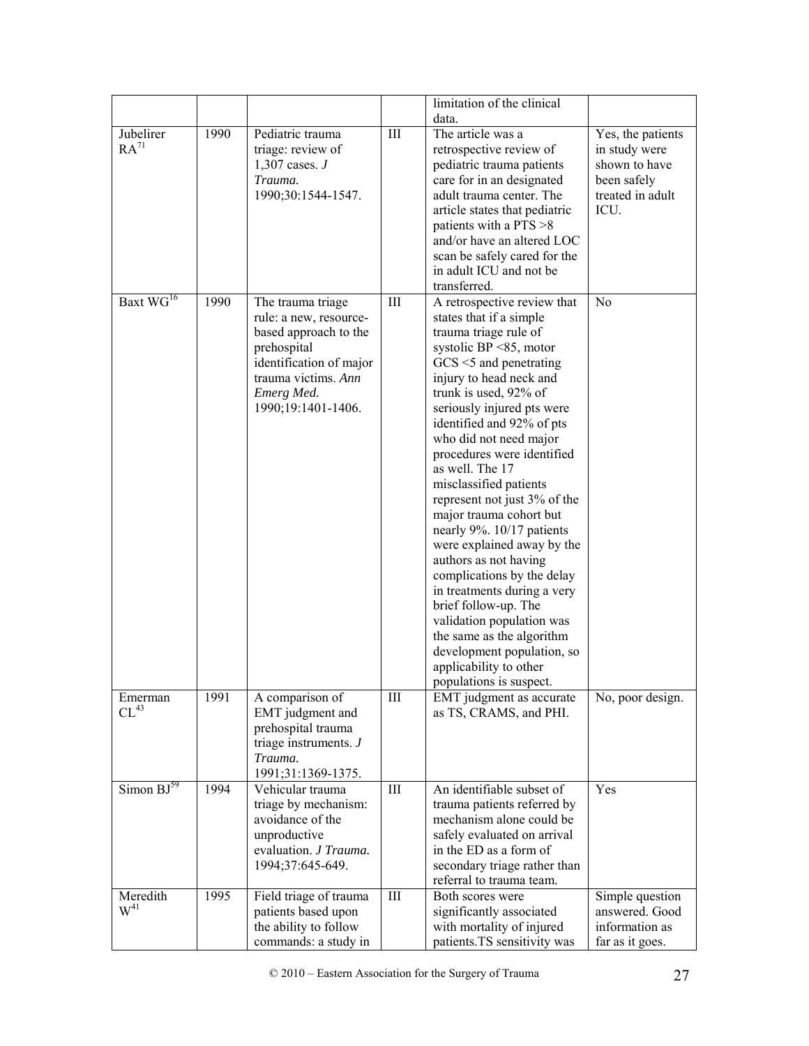| | | | | | |
|---|---|---|---|---|---|
| | | | | limitation of the clinical data. | |
| Jubelirer RA[71] | 1990 | Pediatric trauma triage: review of 1,307 cases. *J Trauma.* 1990;30:1544-1547. | III | The article was a retrospective review of pediatric trauma patients care for in an designated adult trauma center. The article states that pediatric patients with a PTS >8 and/or have an altered LOC scan be safely cared for the in adult ICU and not be transferred. | Yes, the patients in study were shown to have been safely treated in adult ICU. |
| Baxt WG[16] | 1990 | The trauma triage rule: a new, resource-based approach to the prehospital identification of major trauma victims. *Ann Emerg Med.* 1990;19:1401-1406. | III | A retrospective review that states that if a simple trauma triage rule of systolic BP <85, motor GCS <5 and penetrating injury to head neck and trunk is used, 92% of seriously injured pts were identified and 92% of pts who did not need major procedures were identified as well. The 17 misclassified patients represent not just 3% of the major trauma cohort but nearly 9%. 10/17 patients were explained away by the authors as not having complications by the delay in treatments during a very brief follow-up. The validation population was the same as the algorithm development population, so applicability to other populations is suspect. | No |
| Emerman CL[43] | 1991 | A comparison of EMT judgment and prehospital trauma triage instruments. *J Trauma.* 1991;31:1369-1375. | III | EMT judgment as accurate as TS, CRAMS, and PHI. | No, poor design. |
| Simon BJ[59] | 1994 | Vehicular trauma triage by mechanism: avoidance of the unproductive evaluation. *J Trauma.* 1994;37:645-649. | III | An identifiable subset of trauma patients referred by mechanism alone could be safely evaluated on arrival in the ED as a form of secondary triage rather than referral to trauma team. | Yes |
| Meredith W[41] | 1995 | Field triage of trauma patients based upon the ability to follow commands: a study in | III | Both scores were significantly associated with mortality of injured patients.TS sensitivity was | Simple question answered. Good information as far as it goes. |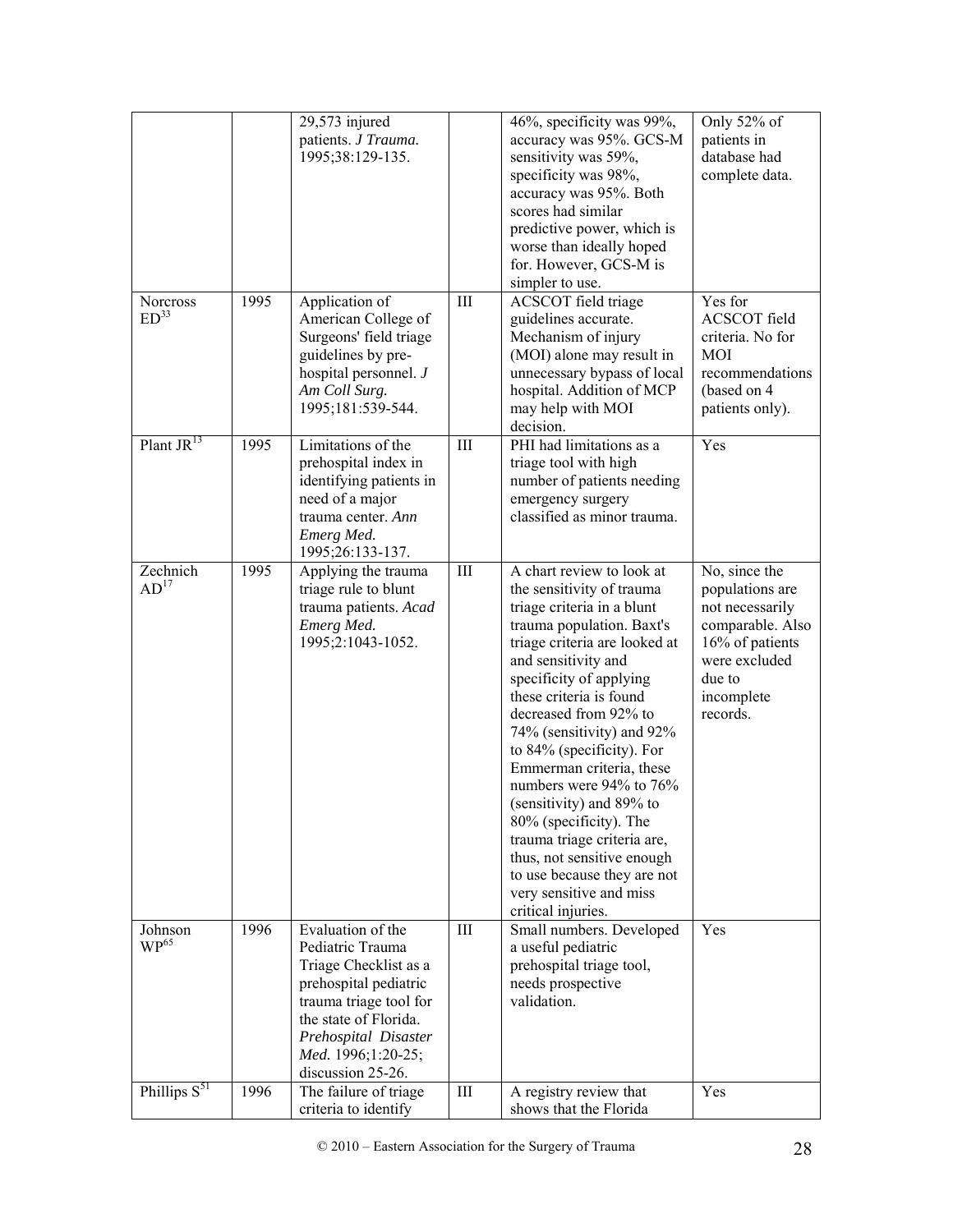| | | | | | |
|---|---|---|---|---|---|
| | | 29,573 injured patients. *J Trauma.* 1995;38:129-135. | | 46%, specificity was 99%, accuracy was 95%. GCS-M sensitivity was 59%, specificity was 98%, accuracy was 95%. Both scores had similar predictive power, which is worse than ideally hoped for. However, GCS-M is simpler to use. | Only 52% of patients in database had complete data. |
| Norcross ED[33] | 1995 | Application of American College of Surgeons' field triage guidelines by pre-hospital personnel. *J Am Coll Surg.* 1995;181:539-544. | III | ACSCOT field triage guidelines accurate. Mechanism of injury (MOI) alone may result in unnecessary bypass of local hospital. Addition of MCP may help with MOI decision. | Yes for ACSCOT field criteria. No for MOI recommendations (based on 4 patients only). |
| Plant JR[13] | 1995 | Limitations of the prehospital index in identifying patients in need of a major trauma center. *Ann Emerg Med.* 1995;26:133-137. | III | PHI had limitations as a triage tool with high number of patients needing emergency surgery classified as minor trauma. | Yes |
| Zechnich AD[17] | 1995 | Applying the trauma triage rule to blunt trauma patients. *Acad Emerg Med.* 1995;2:1043-1052. | III | A chart review to look at the sensitivity of trauma triage criteria in a blunt trauma population. Baxt's triage criteria are looked at and sensitivity and specificity of applying these criteria is found decreased from 92% to 74% (sensitivity) and 92% to 84% (specificity). For Emmerman criteria, these numbers were 94% to 76% (sensitivity) and 89% to 80% (specificity). The trauma triage criteria are, thus, not sensitive enough to use because they are not very sensitive and miss critical injuries. | No, since the populations are not necessarily comparable. Also 16% of patients were excluded due to incomplete records. |
| Johnson WP[65] | 1996 | Evaluation of the Pediatric Trauma Triage Checklist as a prehospital pediatric trauma triage tool for the state of Florida. *Prehospital Disaster Med.* 1996;1:20-25; discussion 25-26. | III | Small numbers. Developed a useful pediatric prehospital triage tool, needs prospective validation. | Yes |
| Phillips S[51] | 1996 | The failure of triage criteria to identify | III | A registry review that shows that the Florida | Yes |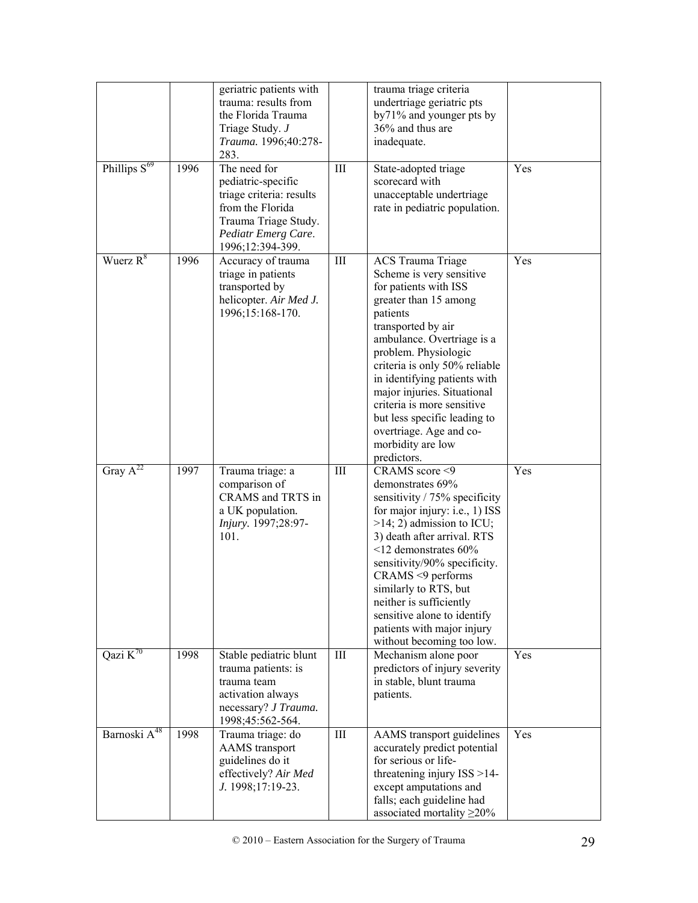| | | | | | |
|---|---|---|---|---|---|
| | | geriatric patients with trauma: results from the Florida Trauma Triage Study. *J Trauma.* 1996;40:278-283. | | trauma triage criteria undertriage geriatric pts by71% and younger pts by 36% and thus are inadequate. | |
| Phillips S[69] | 1996 | The need for pediatric-specific triage criteria: results from the Florida Trauma Triage Study. *Pediatr Emerg Care*. 1996;12:394-399. | III | State-adopted triage scorecard with unacceptable undertriage rate in pediatric population. | Yes |
| Wuerz R[8] | 1996 | Accuracy of trauma triage in patients transported by helicopter. *Air Med J.* 1996;15:168-170. | III | ACS Trauma Triage Scheme is very sensitive for patients with ISS greater than 15 among patients transported by air ambulance. Overtriage is a problem. Physiologic criteria is only 50% reliable in identifying patients with major injuries. Situational criteria is more sensitive but less specific leading to overtriage. Age and co-morbidity are low predictors. | Yes |
| Gray A[22] | 1997 | Trauma triage: a comparison of CRAMS and TRTS in a UK population. *Injury.* 1997;28:97-101. | III | CRAMS score <9 demonstrates 69% sensitivity / 75% specificity for major injury: i.e., 1) ISS >14; 2) admission to ICU; 3) death after arrival. RTS <12 demonstrates 60% sensitivity/90% specificity. CRAMS <9 performs similarly to RTS, but neither is sufficiently sensitive alone to identify patients with major injury without becoming too low. | Yes |
| Qazi K[70] | 1998 | Stable pediatric blunt trauma patients: is trauma team activation always necessary? *J Trauma.* 1998;45:562-564. | III | Mechanism alone poor predictors of injury severity in stable, blunt trauma patients. | Yes |
| Barnoski A[48] | 1998 | Trauma triage: do AAMS transport guidelines do it effectively? *Air Med J.* 1998;17:19-23. | III | AAMS transport guidelines accurately predict potential for serious or life-threatening injury ISS >14- except amputations and falls; each guideline had associated mortality ≥20% | Yes |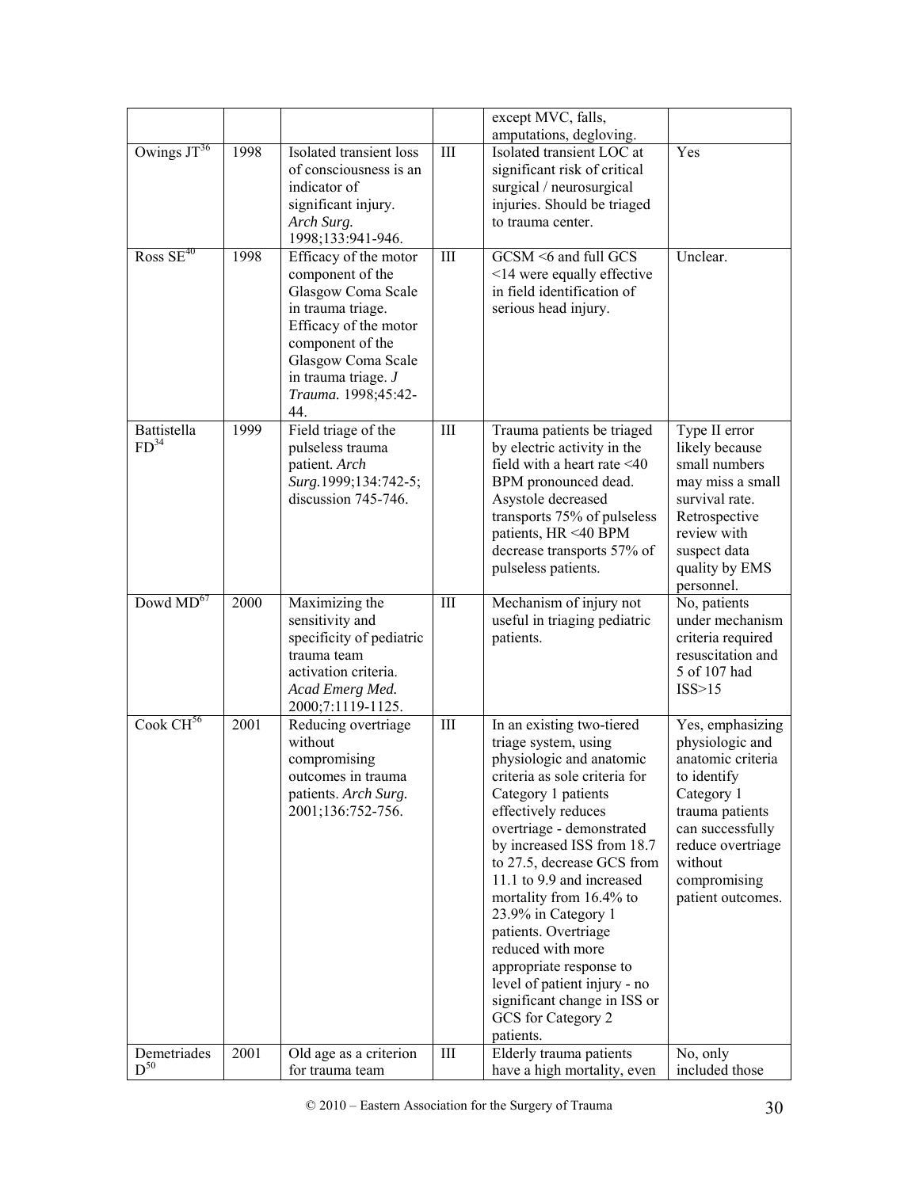| | | | | | |
|---|---|---|---|---|---|
| | | | | except MVC, falls, amputations, degloving. | |
| Owings JT[36] | 1998 | Isolated transient loss of consciousness is an indicator of significant injury. *Arch Surg.* 1998;133:941-946. | III | Isolated transient LOC at significant risk of critical surgical / neurosurgical injuries. Should be triaged to trauma center. | Yes |
| Ross SE[40] | 1998 | Efficacy of the motor component of the Glasgow Coma Scale in trauma triage. Efficacy of the motor component of the Glasgow Coma Scale in trauma triage. *J Trauma.* 1998;45:42-44. | III | GCSM <6 and full GCS <14 were equally effective in field identification of serious head injury. | Unclear. |
| Battistella FD[34] | 1999 | Field triage of the pulseless trauma patient. *Arch Surg.*1999;134:742-5; discussion 745-746. | III | Trauma patients be triaged by electric activity in the field with a heart rate <40 BPM pronounced dead. Asystole decreased transports 75% of pulseless patients, HR <40 BPM decrease transports 57% of pulseless patients. | Type II error likely because small numbers may miss a small survival rate. Retrospective review with suspect data quality by EMS personnel. |
| Dowd MD[67] | 2000 | Maximizing the sensitivity and specificity of pediatric trauma team activation criteria. *Acad Emerg Med.* 2000;7:1119-1125. | III | Mechanism of injury not useful in triaging pediatric patients. | No, patients under mechanism criteria required resuscitation and 5 of 107 had ISS>15 |
| Cook CH[56] | 2001 | Reducing overtriage without compromising outcomes in trauma patients. *Arch Surg.* 2001;136:752-756. | III | In an existing two-tiered triage system, using physiologic and anatomic criteria as sole criteria for Category 1 patients effectively reduces overtriage - demonstrated by increased ISS from 18.7 to 27.5, decrease GCS from 11.1 to 9.9 and increased mortality from 16.4% to 23.9% in Category 1 patients. Overtriage reduced with more appropriate response to level of patient injury - no significant change in ISS or GCS for Category 2 patients. | Yes, emphasizing physiologic and anatomic criteria to identify Category 1 trauma patients can successfully reduce overtriage without compromising patient outcomes. |
| Demetriades D[50] | 2001 | Old age as a criterion for trauma team | III | Elderly trauma patients have a high mortality, even | No, only included those |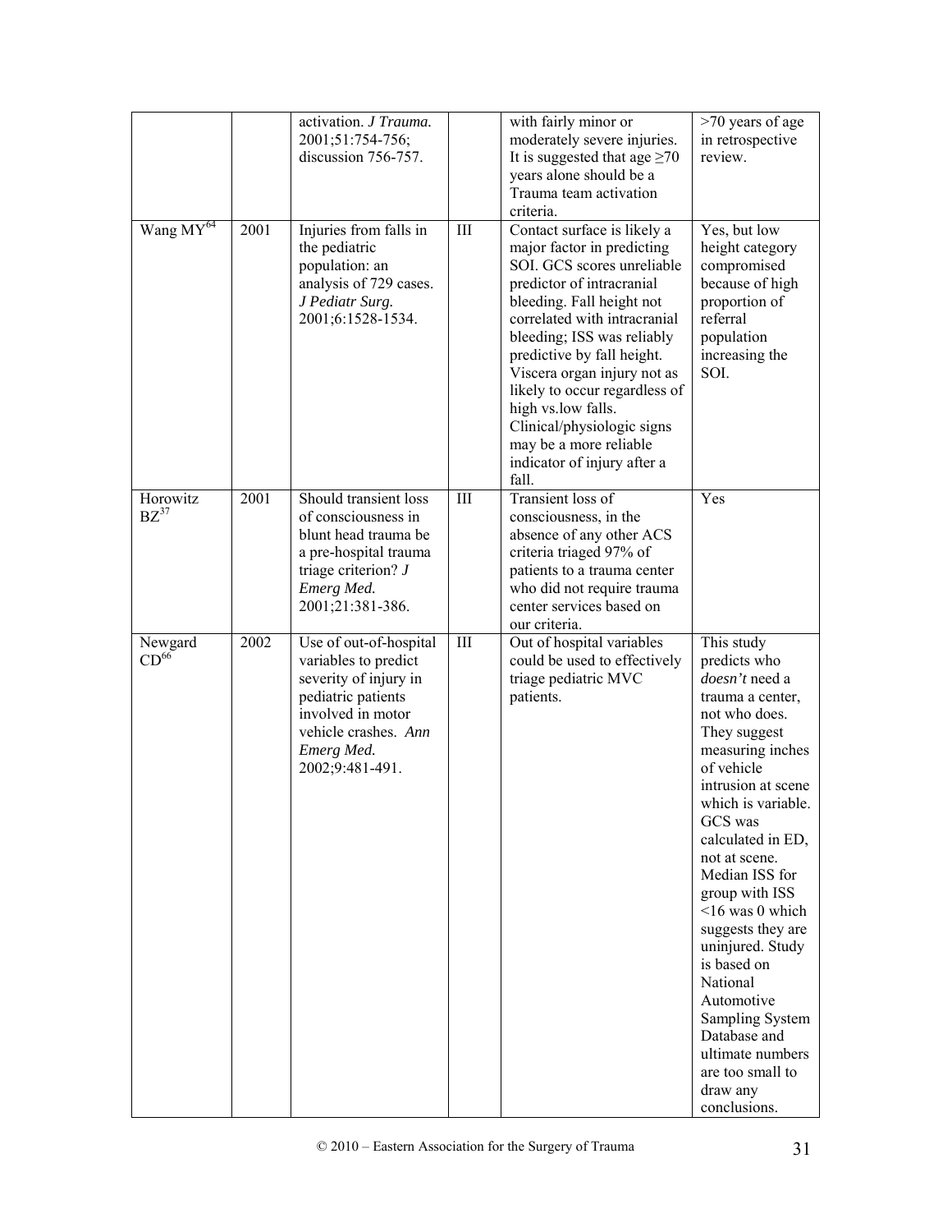| | | | | | |
|---|---|---|---|---|---|
| | | activation. *J Trauma.* 2001;51:754-756; discussion 756-757. | | with fairly minor or moderately severe injuries. It is suggested that age ≥70 years alone should be a Trauma team activation criteria. | >70 years of age in retrospective review. |
| Wang MY[64] | 2001 | Injuries from falls in the pediatric population: an analysis of 729 cases. *J Pediatr Surg.* 2001;6:1528-1534. | III | Contact surface is likely a major factor in predicting SOI. GCS scores unreliable predictor of intracranial bleeding. Fall height not correlated with intracranial bleeding; ISS was reliably predictive by fall height. Viscera organ injury not as likely to occur regardless of high vs.low falls. Clinical/physiologic signs may be a more reliable indicator of injury after a fall. | Yes, but low height category compromised because of high proportion of referral population increasing the SOI. |
| Horowitz BZ[37] | 2001 | Should transient loss of consciousness in blunt head trauma be a pre-hospital trauma triage criterion? *J Emerg Med.* 2001;21:381-386. | III | Transient loss of consciousness, in the absence of any other ACS criteria triaged 97% of patients to a trauma center who did not require trauma center services based on our criteria. | Yes |
| Newgard CD[66] | 2002 | Use of out-of-hospital variables to predict severity of injury in pediatric patients involved in motor vehicle crashes. *Ann Emerg Med.* 2002;9:481-491. | III | Out of hospital variables could be used to effectively triage pediatric MVC patients. | This study predicts who *doesn't* need a trauma a center, not who does. They suggest measuring inches of vehicle intrusion at scene which is variable. GCS was calculated in ED, not at scene. Median ISS for group with ISS <16 was 0 which suggests they are uninjured. Study is based on National Automotive Sampling System Database and ultimate numbers are too small to draw any conclusions. |

© 2010 – Eastern Association for the Surgery of Trauma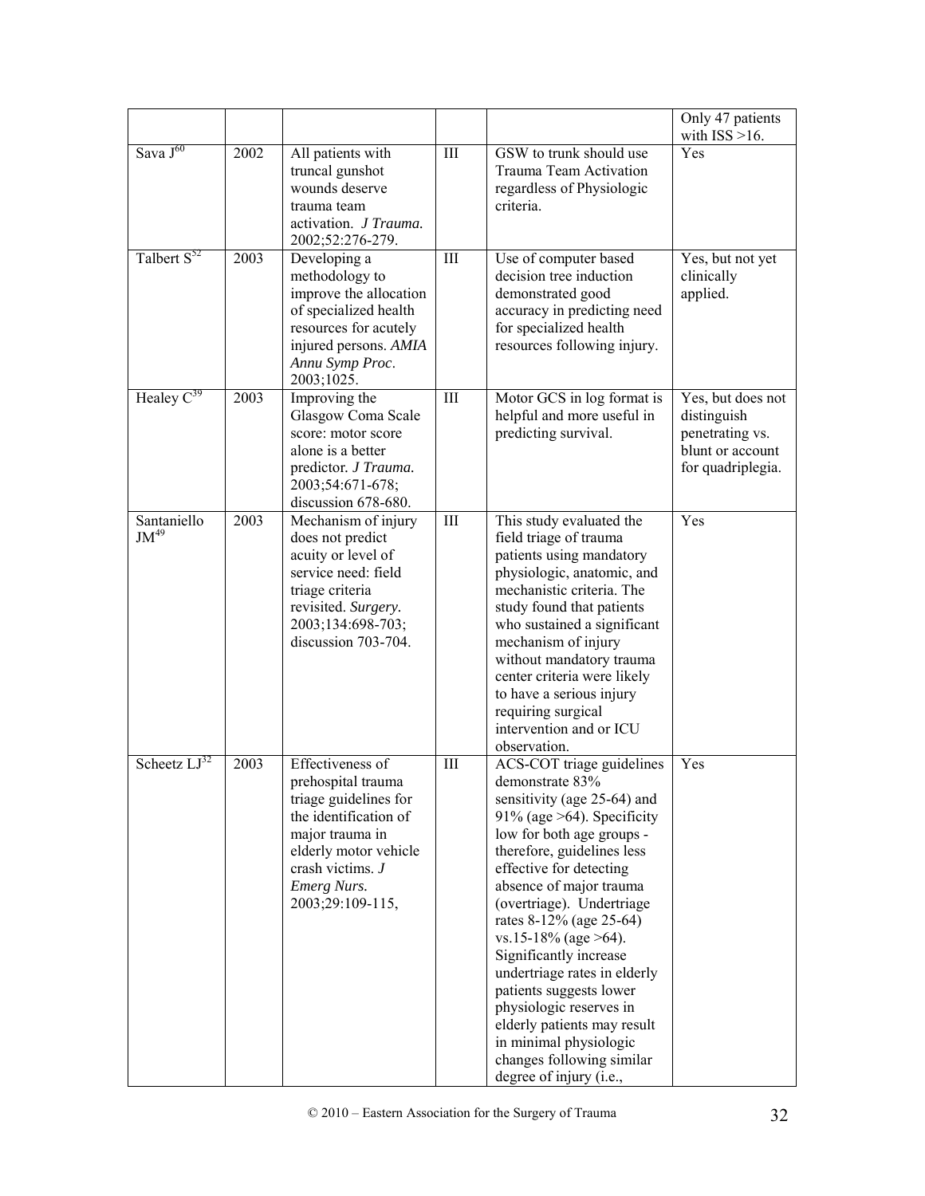| | | | | | |
|---|---|---|---|---|---|
| | | | | | Only 47 patients with ISS >16. |
| Sava J[60] | 2002 | All patients with truncal gunshot wounds deserve trauma team activation. *J Trauma.* 2002;52:276-279. | III | GSW to trunk should use Trauma Team Activation regardless of Physiologic criteria. | Yes |
| Talbert S[52] | 2003 | Developing a methodology to improve the allocation of specialized health resources for acutely injured persons. *AMIA Annu Symp Proc*. 2003;1025. | III | Use of computer based decision tree induction demonstrated good accuracy in predicting need for specialized health resources following injury. | Yes, but not yet clinically applied. |
| Healey C[39] | 2003 | Improving the Glasgow Coma Scale score: motor score alone is a better predictor. *J Trauma.* 2003;54:671-678; discussion 678-680. | III | Motor GCS in log format is helpful and more useful in predicting survival. | Yes, but does not distinguish penetrating vs. blunt or account for quadriplegia. |
| Santaniello JM[49] | 2003 | Mechanism of injury does not predict acuity or level of service need: field triage criteria revisited. *Surgery.* 2003;134:698-703; discussion 703-704. | III | This study evaluated the field triage of trauma patients using mandatory physiologic, anatomic, and mechanistic criteria. The study found that patients who sustained a significant mechanism of injury without mandatory trauma center criteria were likely to have a serious injury requiring surgical intervention and or ICU observation. | Yes |
| Scheetz LJ[32] | 2003 | Effectiveness of prehospital trauma triage guidelines for the identification of major trauma in elderly motor vehicle crash victims. *J Emerg Nurs.* 2003;29:109-115, | III | ACS-COT triage guidelines demonstrate 83% sensitivity (age 25-64) and 91% (age >64). Specificity low for both age groups - therefore, guidelines less effective for detecting absence of major trauma (overtriage). Undertriage rates 8-12% (age 25-64) vs.15-18% (age >64). Significantly increase undertriage rates in elderly patients suggests lower physiologic reserves in elderly patients may result in minimal physiologic changes following similar degree of injury (i.e., | Yes |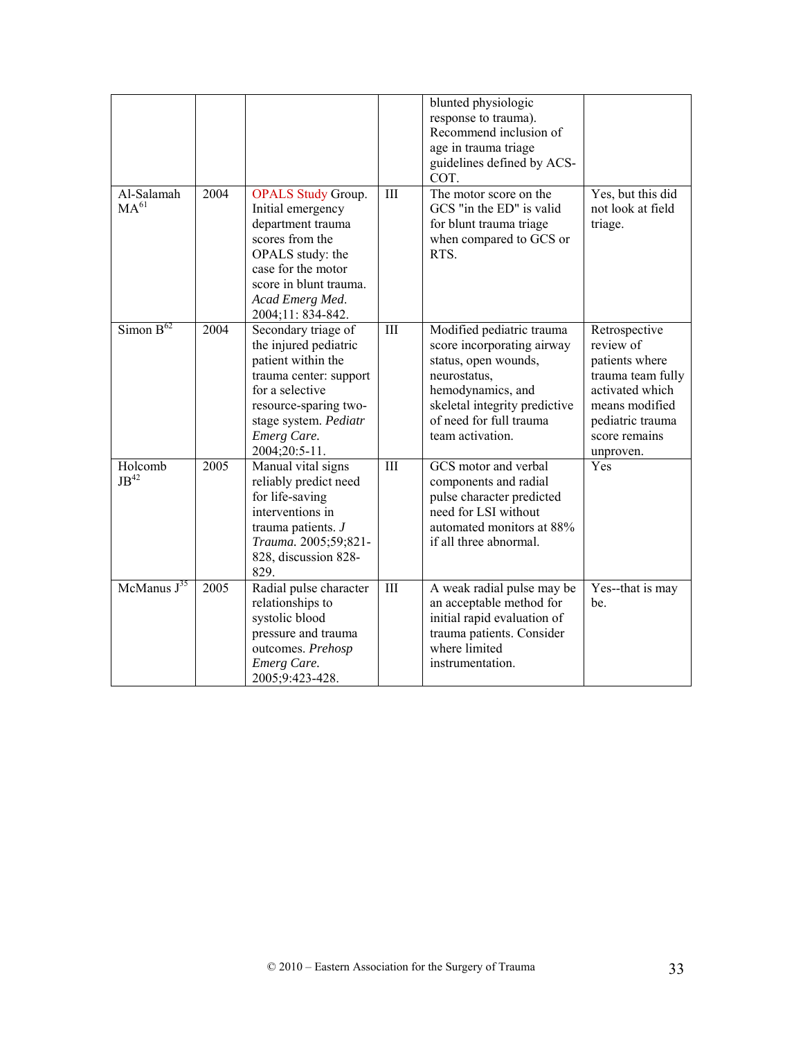| | | | | | |
|---|---|---|---|---|---|
| | | | | blunted physiologic response to trauma). Recommend inclusion of age in trauma triage guidelines defined by ACS-COT. | |
| Al-Salamah MA[61] | 2004 | OPALS Study Group. Initial emergency department trauma scores from the OPALS study: the case for the motor score in blunt trauma. *Acad Emerg Med*. 2004;11: 834-842. | III | The motor score on the GCS "in the ED" is valid for blunt trauma triage when compared to GCS or RTS. | Yes, but this did not look at field triage. |
| Simon B[62] | 2004 | Secondary triage of the injured pediatric patient within the trauma center: support for a selective resource-sparing two-stage system. *Pediatr Emerg Care*. 2004;20:5-11. | III | Modified pediatric trauma score incorporating airway status, open wounds, neurostatus, hemodynamics, and skeletal integrity predictive of need for full trauma team activation. | Retrospective review of patients where trauma team fully activated which means modified pediatric trauma score remains unproven. |
| Holcomb JB[42] | 2005 | Manual vital signs reliably predict need for life-saving interventions in trauma patients. *J Trauma*. 2005;59;821-828, discussion 828-829. | III | GCS motor and verbal components and radial pulse character predicted need for LSI without automated monitors at 88% if all three abnormal. | Yes |
| McManus J[35] | 2005 | Radial pulse character relationships to systolic blood pressure and trauma outcomes. *Prehosp Emerg Care*. 2005;9:423-428. | III | A weak radial pulse may be an acceptable method for initial rapid evaluation of trauma patients. Consider where limited instrumentation. | Yes--that is may be. |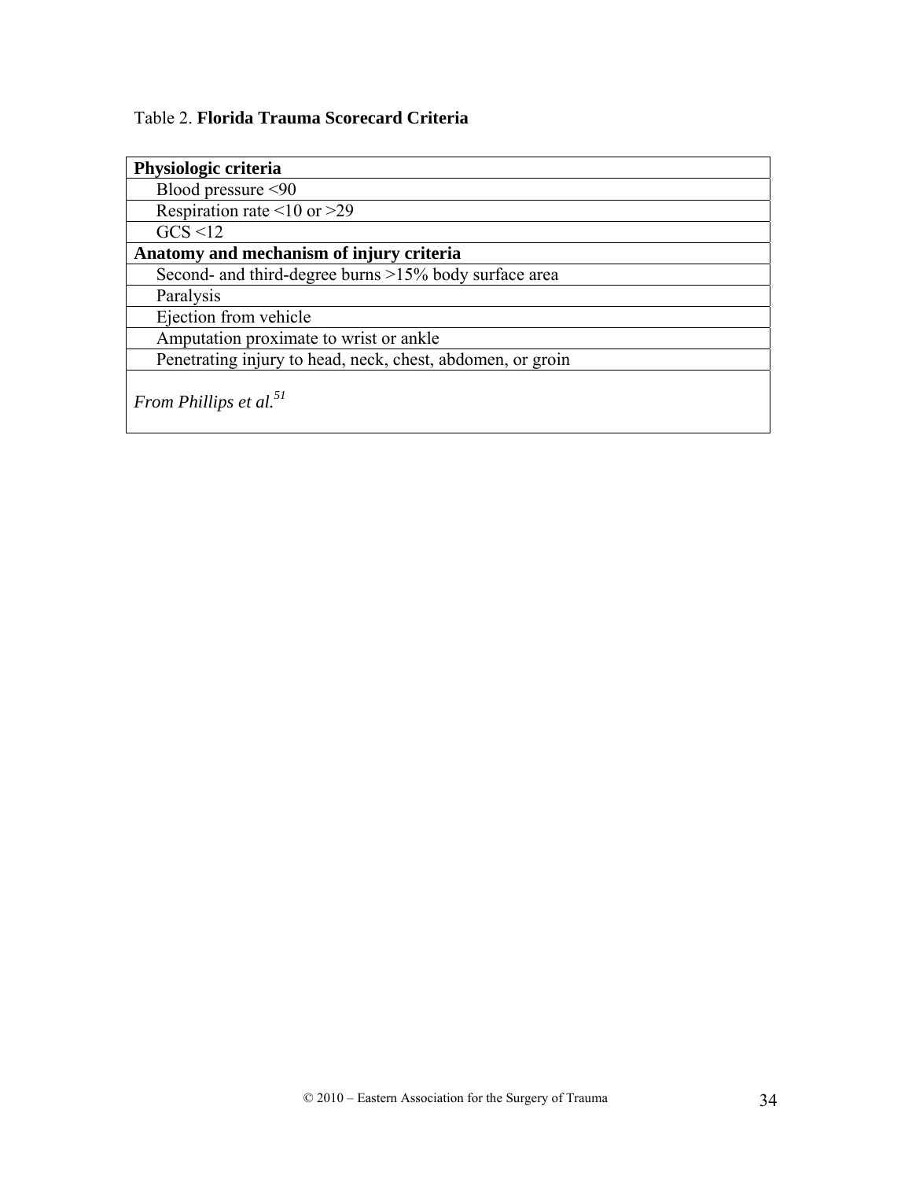Table 2. **Florida Trauma Scorecard Criteria**

| |
|---|
| **Physiologic criteria** |
| Blood pressure <90 |
| Respiration rate <10 or >29 |
| GCS <12 |
| **Anatomy and mechanism of injury criteria** |
| Second- and third-degree burns >15% body surface area |
| Paralysis |
| Ejection from vehicle |
| Amputation proximate to wrist or ankle |
| Penetrating injury to head, neck, chest, abdomen, or groin |
| *From Phillips et al.*[51] |

© 2010 – Eastern Association for the Surgery of Trauma